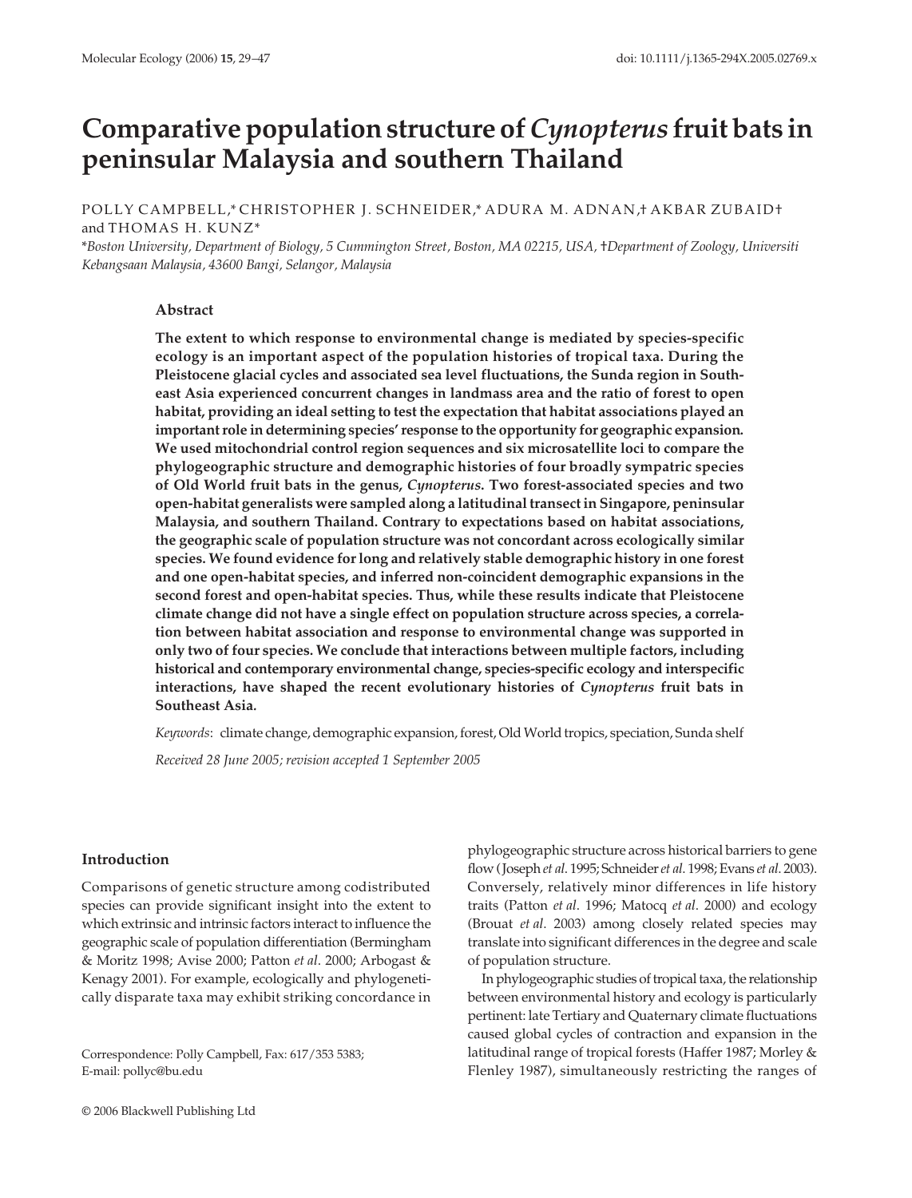# Comparative population structure of *Cynopterus* fruit bats in peninsular Malaysia and southern Thailand

POLLY CAMPBELL,* CHRISTOPHER J. SCHNEIDER,* ADURA M. ADNAN,† AKBAR ZUBAID† and THOMAS H. KUNZ*

*Boston University, Department of Biology, 5 Cummington Street, Boston, MA 02215, USA, †Department of Zoology, Universiti Kebangsaan Malaysia, 43600 Bangi, Selangor, Malaysia*

## Abstract

**The extent to which response to environmental change is mediated by species-specific ecology is an important aspect of the population histories of tropical taxa. During the Pleistocene glacial cycles and associated sea level fluctuations, the Sunda region in Southeast Asia experienced concurrent changes in landmass area and the ratio of forest to open habitat, providing an ideal setting to test the expectation that habitat associations played an important role in determining species' response to the opportunity for geographic expansion. We used mitochondrial control region sequences and six microsatellite loci to compare the phylogeographic structure and demographic histories of four broadly sympatric species of Old World fruit bats in the genus, *Cynopterus*. Two forest-associated species and two open-habitat generalists were sampled along a latitudinal transect in Singapore, peninsular Malaysia, and southern Thailand. Contrary to expectations based on habitat associations, the geographic scale of population structure was not concordant across ecologically similar species. We found evidence for long and relatively stable demographic history in one forest and one open-habitat species, and inferred non-coincident demographic expansions in the second forest and open-habitat species. Thus, while these results indicate that Pleistocene climate change did not have a single effect on population structure across species, a correlation between habitat association and response to environmental change was supported in only two of four species. We conclude that interactions between multiple factors, including historical and contemporary environmental change, species-specific ecology and interspecific interactions, have shaped the recent evolutionary histories of *Cynopterus* fruit bats in Southeast Asia.**

*Keywords*: climate change, demographic expansion, forest, Old World tropics, speciation, Sunda shelf

*Received 28 June 2005; revision accepted 1 September 2005*

## Introduction

Comparisons of genetic structure among codistributed species can provide significant insight into the extent to which extrinsic and intrinsic factors interact to influence the geographic scale of population differentiation (Bermingham & Moritz 1998; Avise 2000; Patton *et al*. 2000; Arbogast & Kenagy 2001). For example, ecologically and phylogenetically disparate taxa may exhibit striking concordance in phylogeographic structure across historical barriers to gene flow (Joseph *et al*. 1995; Schneider *et al*. 1998; Evans *et al*. 2003). Conversely, relatively minor differences in life history traits (Patton *et al*. 1996; Matocq *et al*. 2000) and ecology (Brouat *et al*. 2003) among closely related species may translate into significant differences in the degree and scale of population structure.

In phylogeographic studies of tropical taxa, the relationship between environmental history and ecology is particularly pertinent: late Tertiary and Quaternary climate fluctuations caused global cycles of contraction and expansion in the latitudinal range of tropical forests (Haffer 1987; Morley & Flenley 1987), simultaneously restricting the ranges of

Correspondence: Polly Campbell, Fax: 617/353 5383; E-mail: pollyc@bu.edu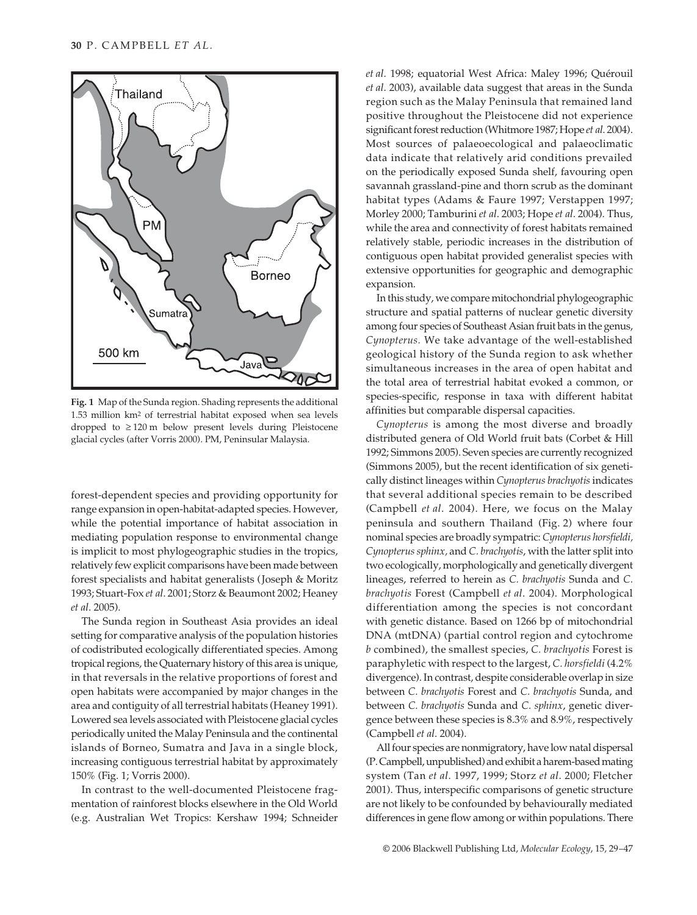**Fig. 1** Map of the Sunda region. Shading represents the additional 1.53 million km² of terrestrial habitat exposed when sea levels dropped to ≥ 120 m below present levels during Pleistocene glacial cycles (after Vorris 2000). PM, Peninsular Malaysia.

forest-dependent species and providing opportunity for range expansion in open-habitat-adapted species. However, while the potential importance of habitat association in mediating population response to environmental change is implicit to most phylogeographic studies in the tropics, relatively few explicit comparisons have been made between forest specialists and habitat generalists (Joseph & Moritz 1993; Stuart-Fox *et al*. 2001; Storz & Beaumont 2002; Heaney *et al*. 2005).

The Sunda region in Southeast Asia provides an ideal setting for comparative analysis of the population histories of codistributed ecologically differentiated species. Among tropical regions, the Quaternary history of this area is unique, in that reversals in the relative proportions of forest and open habitats were accompanied by major changes in the area and contiguity of all terrestrial habitats (Heaney 1991). Lowered sea levels associated with Pleistocene glacial cycles periodically united the Malay Peninsula and the continental islands of Borneo, Sumatra and Java in a single block, increasing contiguous terrestrial habitat by approximately 150% (Fig. 1; Vorris 2000).

In contrast to the well-documented Pleistocene fragmentation of rainforest blocks elsewhere in the Old World (e.g. Australian Wet Tropics: Kershaw 1994; Schneider *et al*. 1998; equatorial West Africa: Maley 1996; Quérouil *et al*. 2003), available data suggest that areas in the Sunda region such as the Malay Peninsula that remained land positive throughout the Pleistocene did not experience significant forest reduction (Whitmore 1987; Hope *et al*. 2004). Most sources of palaeoecological and palaeoclimatic data indicate that relatively arid conditions prevailed on the periodically exposed Sunda shelf, favouring open savannah grassland-pine and thorn scrub as the dominant habitat types (Adams & Faure 1997; Verstappen 1997; Morley 2000; Tamburini *et al*. 2003; Hope *et al*. 2004). Thus, while the area and connectivity of forest habitats remained relatively stable, periodic increases in the distribution of contiguous open habitat provided generalist species with extensive opportunities for geographic and demographic expansion.

In this study, we compare mitochondrial phylogeographic structure and spatial patterns of nuclear genetic diversity among four species of Southeast Asian fruit bats in the genus, *Cynopterus*. We take advantage of the well-established geological history of the Sunda region to ask whether simultaneous increases in the area of open habitat and the total area of terrestrial habitat evoked a common, or species-specific, response in taxa with different habitat affinities but comparable dispersal capacities.

*Cynopterus* is among the most diverse and broadly distributed genera of Old World fruit bats (Corbet & Hill 1992; Simmons 2005). Seven species are currently recognized (Simmons 2005), but the recent identification of six genetically distinct lineages within *Cynopterus brachyotis* indicates that several additional species remain to be described (Campbell *et al*. 2004). Here, we focus on the Malay peninsula and southern Thailand (Fig. 2) where four nominal species are broadly sympatric: *Cynopterus horsfieldi, Cynopterus sphinx*, and *C. brachyotis*, with the latter split into two ecologically, morphologically and genetically divergent lineages, referred to herein as *C. brachyotis* Sunda and *C. brachyotis* Forest (Campbell *et al*. 2004). Morphological differentiation among the species is not concordant with genetic distance. Based on 1266 bp of mitochondrial DNA (mtDNA) (partial control region and cytochrome *b* combined), the smallest species, *C. brachyotis* Forest is paraphyletic with respect to the largest, *C. horsfieldi* (4.2% divergence). In contrast, despite considerable overlap in size between *C. brachyotis* Forest and *C. brachyotis* Sunda, and between *C. brachyotis* Sunda and *C. sphinx*, genetic divergence between these species is 8.3% and 8.9%, respectively (Campbell *et al*. 2004).

All four species are nonmigratory, have low natal dispersal (P. Campbell, unpublished) and exhibit a harem-based mating system (Tan *et al*. 1997, 1999; Storz *et al*. 2000; Fletcher 2001). Thus, interspecific comparisons of genetic structure are not likely to be confounded by behaviourally mediated differences in gene flow among or within populations. There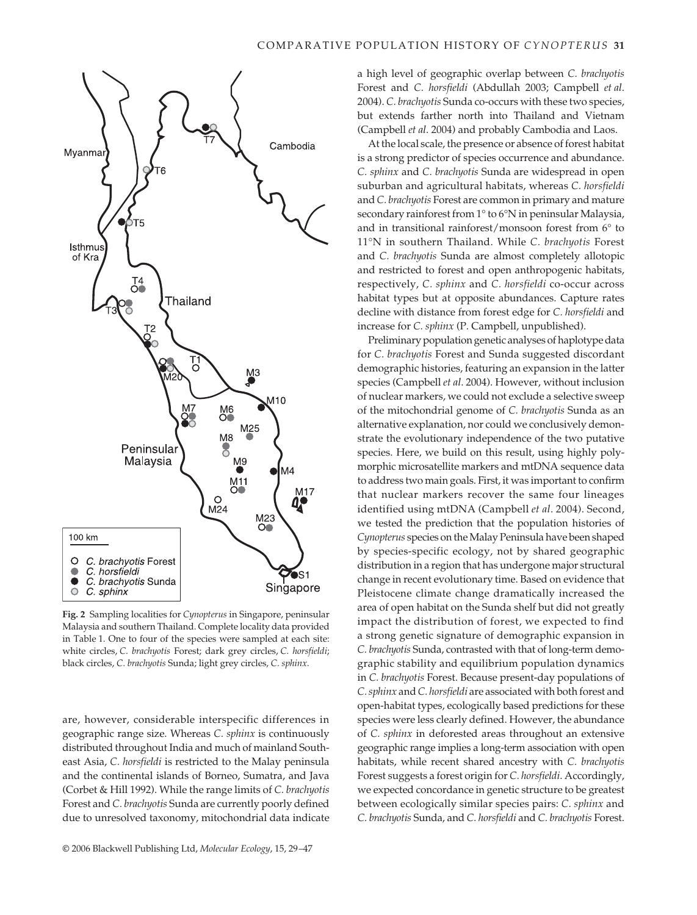Myanmar

Cambodia

Isthmus of Kra

Thailand

Peninsular Malaysia

Singapore

T7, T6, T5, T4, T3, T2, T1, M20, M3, M10, M7, M6, M25, M8, M9, M4, M11, M17, M24, M23, S1

100 km

C. brachyotis Forest

C. horsfieldi

C. brachyotis Sunda

C. sphinx

**Fig. 2** Sampling localities for *Cynopterus* in Singapore, peninsular Malaysia and southern Thailand. Complete locality data provided in Table 1. One to four of the species were sampled at each site: white circles, *C. brachyotis* Forest; dark grey circles, *C. horsfieldi*; black circles, *C. brachyotis* Sunda; light grey circles, *C. sphinx*.

are, however, considerable interspecific differences in geographic range size. Whereas *C. sphinx* is continuously distributed throughout India and much of mainland Southeast Asia, *C. horsfieldi* is restricted to the Malay peninsula and the continental islands of Borneo, Sumatra, and Java (Corbet & Hill 1992). While the range limits of *C. brachyotis* Forest and *C. brachyotis* Sunda are currently poorly defined due to unresolved taxonomy, mitochondrial data indicate a high level of geographic overlap between *C. brachyotis* Forest and *C. horsfieldi* (Abdullah 2003; Campbell *et al*. 2004). *C. brachyotis* Sunda co-occurs with these two species, but extends farther north into Thailand and Vietnam (Campbell *et al*. 2004) and probably Cambodia and Laos.

At the local scale, the presence or absence of forest habitat is a strong predictor of species occurrence and abundance. *C. sphinx* and *C. brachyotis* Sunda are widespread in open suburban and agricultural habitats, whereas *C. horsfieldi* and *C. brachyotis* Forest are common in primary and mature secondary rainforest from 1° to 6°N in peninsular Malaysia, and in transitional rainforest/monsoon forest from 6° to 11°N in southern Thailand. While *C. brachyotis* Forest and *C. brachyotis* Sunda are almost completely allotopic and restricted to forest and open anthropogenic habitats, respectively, *C. sphinx* and *C. horsfieldi* co-occur across habitat types but at opposite abundances. Capture rates decline with distance from forest edge for *C. horsfieldi* and increase for *C. sphinx* (P. Campbell, unpublished).

Preliminary population genetic analyses of haplotype data for *C. brachyotis* Forest and Sunda suggested discordant demographic histories, featuring an expansion in the latter species (Campbell *et al*. 2004). However, without inclusion of nuclear markers, we could not exclude a selective sweep of the mitochondrial genome of *C. brachyotis* Sunda as an alternative explanation, nor could we conclusively demonstrate the evolutionary independence of the two putative species. Here, we build on this result, using highly polymorphic microsatellite markers and mtDNA sequence data to address two main goals. First, it was important to confirm that nuclear markers recover the same four lineages identified using mtDNA (Campbell *et al*. 2004). Second, we tested the prediction that the population histories of *Cynopterus* species on the Malay Peninsula have been shaped by species-specific ecology, not by shared geographic distribution in a region that has undergone major structural change in recent evolutionary time. Based on evidence that Pleistocene climate change dramatically increased the area of open habitat on the Sunda shelf but did not greatly impact the distribution of forest, we expected to find a strong genetic signature of demographic expansion in *C. brachyotis* Sunda, contrasted with that of long-term demographic stability and equilibrium population dynamics in *C. brachyotis* Forest. Because present-day populations of *C. sphinx* and *C. horsfieldi* are associated with both forest and open-habitat types, ecologically based predictions for these species were less clearly defined. However, the abundance of *C. sphinx* in deforested areas throughout an extensive geographic range implies a long-term association with open habitats, while recent shared ancestry with *C. brachyotis* Forest suggests a forest origin for *C. horsfieldi*. Accordingly, we expected concordance in genetic structure to be greatest between ecologically similar species pairs: *C. sphinx* and *C. brachyotis* Sunda, and *C. horsfieldi* and *C. brachyotis* Forest.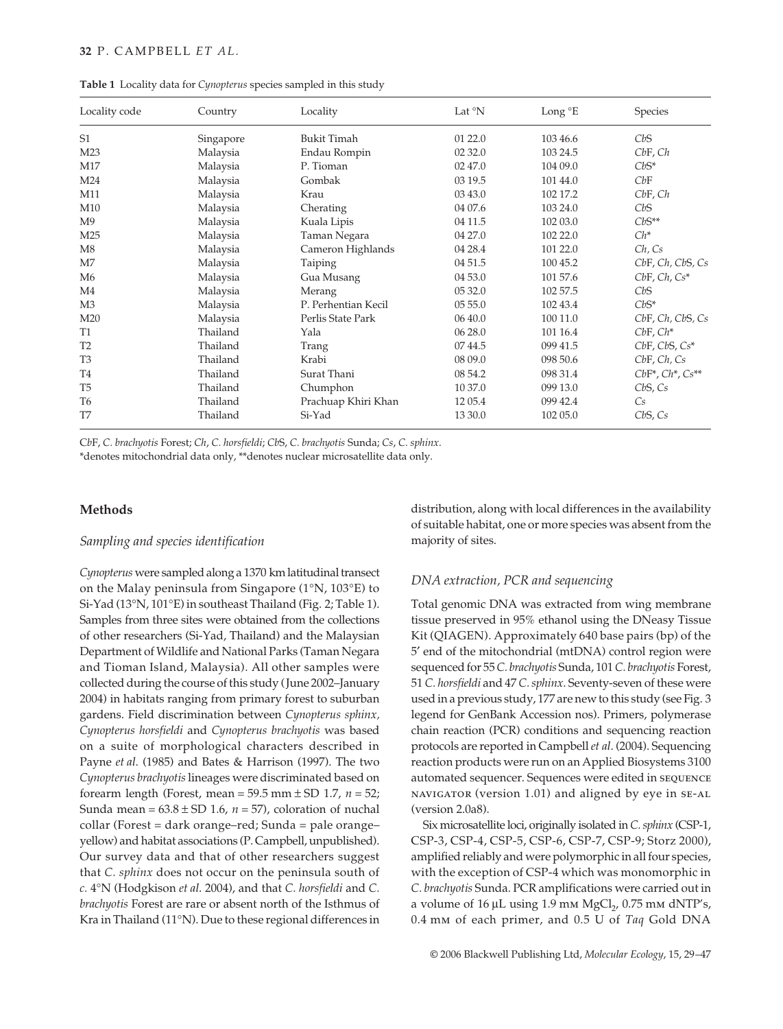**Table 1** Locality data for *Cynopterus* species sampled in this study

| Locality code | Country | Locality | Lat °N | Long °E | Species |
|---|---|---|---|---|---|
| S1 | Singapore | Bukit Timah | 01 22.0 | 103 46.6 | *Cb*S |
| M23 | Malaysia | Endau Rompin | 02 32.0 | 103 24.5 | *Cb*F, *Ch* |
| M17 | Malaysia | P. Tioman | 02 47.0 | 104 09.0 | *Cb*S* |
| M24 | Malaysia | Gombak | 03 19.5 | 101 44.0 | *Cb*F |
| M11 | Malaysia | Krau | 03 43.0 | 102 17.2 | *Cb*F, *Ch* |
| M10 | Malaysia | Cherating | 04 07.6 | 103 24.0 | *Cb*S |
| M9 | Malaysia | Kuala Lipis | 04 11.5 | 102 03.0 | *Cb*S** |
| M25 | Malaysia | Taman Negara | 04 27.0 | 102 22.0 | *Ch** |
| M8 | Malaysia | Cameron Highlands | 04 28.4 | 101 22.0 | *Ch, Cs* |
| M7 | Malaysia | Taiping | 04 51.5 | 100 45.2 | *Cb*F, *Ch*, *Cb*S, *Cs* |
| M6 | Malaysia | Gua Musang | 04 53.0 | 101 57.6 | *Cb*F, *Ch*, *Cs** |
| M4 | Malaysia | Merang | 05 32.0 | 102 57.5 | *Cb*S |
| M3 | Malaysia | P. Perhentian Kecil | 05 55.0 | 102 43.4 | *Cb*S* |
| M20 | Malaysia | Perlis State Park | 06 40.0 | 100 11.0 | *Cb*F, *Ch*, *Cb*S, *Cs* |
| T1 | Thailand | Yala | 06 28.0 | 101 16.4 | *Cb*F, *Ch** |
| T2 | Thailand | Trang | 07 44.5 | 099 41.5 | *Cb*F, *Cb*S, *Cs** |
| T3 | Thailand | Krabi | 08 09.0 | 098 50.6 | *Cb*F, *Ch*, *Cs* |
| T4 | Thailand | Surat Thani | 08 54.2 | 098 31.4 | *Cb*F*, *Ch**, *Cs*** |
| T5 | Thailand | Chumphon | 10 37.0 | 099 13.0 | *Cb*S, *Cs* |
| T6 | Thailand | Prachuap Khiri Khan | 12 05.4 | 099 42.4 | *Cs* |
| T7 | Thailand | Si-Yad | 13 30.0 | 102 05.0 | *Cb*S, *Cs* |

*Cb*F, *C. brachyotis* Forest; *Ch*, *C. horsfieldi*; *Cb*S, *C. brachyotis* Sunda; *Cs*, *C. sphinx*.
*denotes mitochondrial data only, **denotes nuclear microsatellite data only.

## Methods

### Sampling and species identification

*Cynopterus* were sampled along a 1370 km latitudinal transect on the Malay peninsula from Singapore (1°N, 103°E) to Si-Yad (13°N, 101°E) in southeast Thailand (Fig. 2; Table 1). Samples from three sites were obtained from the collections of other researchers (Si-Yad, Thailand) and the Malaysian Department of Wildlife and National Parks (Taman Negara and Tioman Island, Malaysia). All other samples were collected during the course of this study (June 2002–January 2004) in habitats ranging from primary forest to suburban gardens. Field discrimination between *Cynopterus sphinx*, *Cynopterus horsfieldi* and *Cynopterus brachyotis* was based on a suite of morphological characters described in Payne *et al*. (1985) and Bates & Harrison (1997). The two *Cynopterus brachyotis* lineages were discriminated based on forearm length (Forest, mean = 59.5 mm ± SD 1.7, $n = 52$; Sunda mean = 63.8 ± SD 1.6, $n = 57$), coloration of nuchal collar (Forest = dark orange–red; Sunda = pale orange–yellow) and habitat associations (P. Campbell, unpublished). Our survey data and that of other researchers suggest that *C. sphinx* does not occur on the peninsula south of *c.* 4°N (Hodgkison *et al*. 2004), and that *C. horsfieldi* and *C. brachyotis* Forest are rare or absent north of the Isthmus of Kra in Thailand (11°N). Due to these regional differences in distribution, along with local differences in the availability of suitable habitat, one or more species was absent from the majority of sites.

### DNA extraction, PCR and sequencing

Total genomic DNA was extracted from wing membrane tissue preserved in 95% ethanol using the DNeasy Tissue Kit (QIAGEN). Approximately 640 base pairs (bp) of the 5′ end of the mitochondrial (mtDNA) control region were sequenced for 55 *C. brachyotis* Sunda, 101 *C. brachyotis* Forest, 51 *C. horsfieldi* and 47 *C. sphinx*. Seventy-seven of these were used in a previous study, 177 are new to this study (see Fig. 3 legend for GenBank Accession nos). Primers, polymerase chain reaction (PCR) conditions and sequencing reaction protocols are reported in Campbell *et al*. (2004). Sequencing reaction products were run on an Applied Biosystems 3100 automated sequencer. Sequences were edited in SEQUENCE NAVIGATOR (version 1.01) and aligned by eye in SE-AL (version 2.0a8).

Six microsatellite loci, originally isolated in *C. sphinx* (CSP-1, CSP-3, CSP-4, CSP-5, CSP-6, CSP-7, CSP-9; Storz 2000), amplified reliably and were polymorphic in all four species, with the exception of CSP-4 which was monomorphic in *C. brachyotis* Sunda. PCR amplifications were carried out in a volume of 16 μL using 1.9 mM $MgCl_2$, 0.75 mM dNTP's, 0.4 mM of each primer, and 0.5 U of *Taq* Gold DNA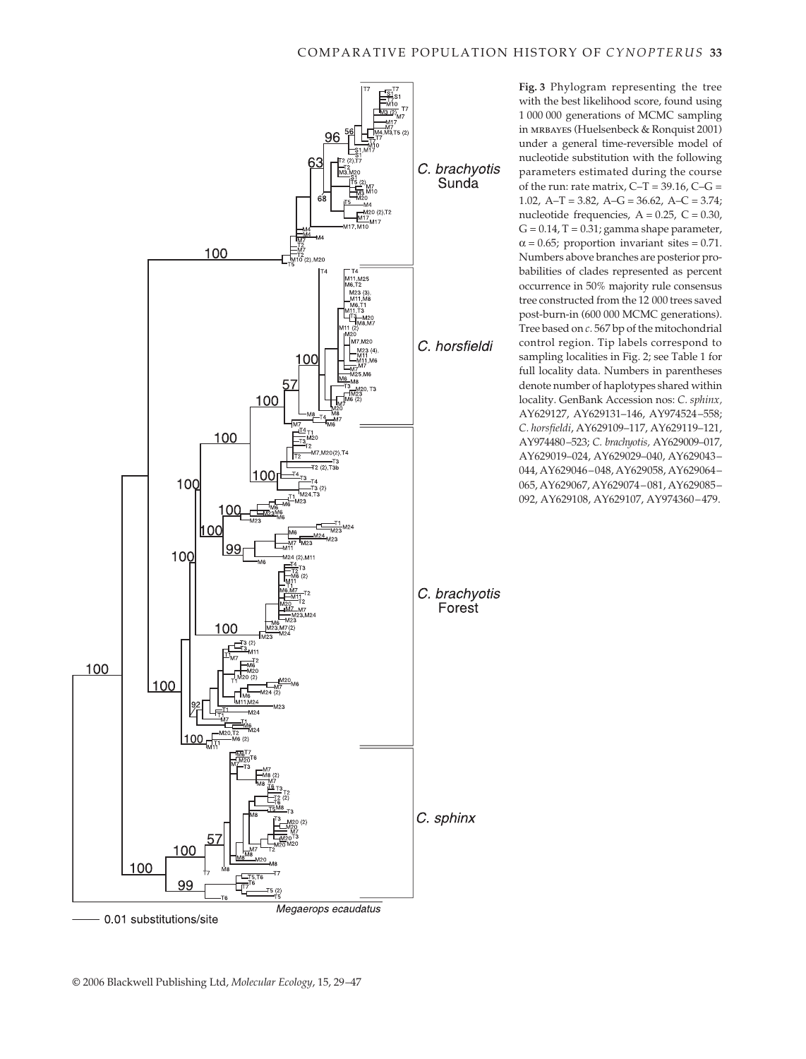**Fig. 3** Phylogram representing the tree with the best likelihood score, found using 1 000 000 generations of MCMC sampling in MRBAYES (Huelsenbeck & Ronquist 2001) under a general time-reversible model of nucleotide substitution with the following parameters estimated during the course of the run: rate matrix, C–T = 39.16, C–G = 1.02, A–T = 3.82, A–G = 36.62, A–C = 3.74; nucleotide frequencies, A = 0.25, C = 0.30, G = 0.14, T = 0.31; gamma shape parameter, $\alpha = 0.65$; proportion invariant sites = 0.71. Numbers above branches are posterior probabilities of clades represented as percent occurrence in 50% majority rule consensus tree constructed from the 12 000 trees saved post-burn-in (600 000 MCMC generations). Tree based on *c.* 567 bp of the mitochondrial control region. Tip labels correspond to sampling localities in Fig. 2; see Table 1 for full locality data. Numbers in parentheses denote number of haplotypes shared within locality. GenBank Accession nos: *C. sphinx*, AY629127, AY629131–146, AY974524–558; *C. horsfieldi*, AY629109–117, AY629119–121, AY974480–523; *C. brachyotis*, AY629009–017, AY629019–024, AY629029–040, AY629043–044, AY629046–048, AY629058, AY629064–065, AY629067, AY629074–081, AY629085–092, AY629108, AY629107, AY974360–479.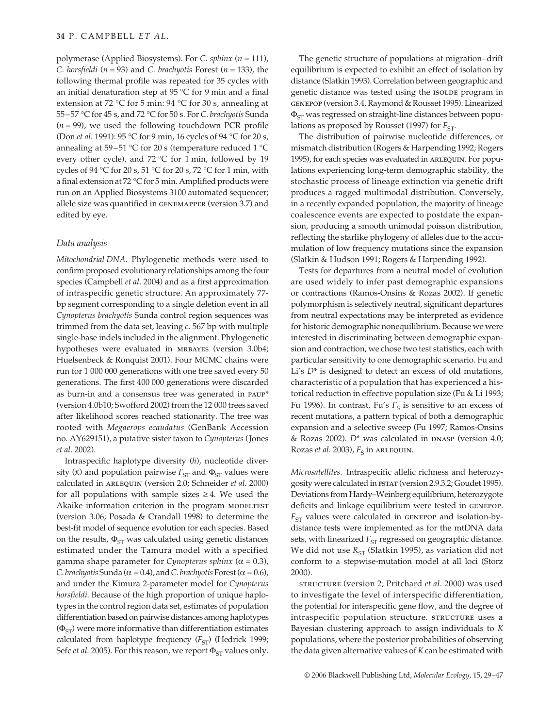polymerase (Applied Biosystems). For *C. sphinx* ($n = 111$), *C. horsfieldi* ($n = 93$) and *C. brachyotis* Forest ($n = 133$), the following thermal profile was repeated for 35 cycles with an initial denaturation step at 95 °C for 9 min and a final extension at 72 °C for 5 min: 94 °C for 30 s, annealing at 55–57 °C for 45 s, and 72 °C for 50 s. For *C. brachyotis* Sunda ($n = 99$), we used the following touchdown PCR profile (Don *et al*. 1991): 95 °C for 9 min, 16 cycles of 94 °C for 20 s, annealing at 59–51 °C for 20 s (temperature reduced 1 °C every other cycle), and 72 °C for 1 min, followed by 19 cycles of 94 °C for 20 s, 51 °C for 20 s, 72 °C for 1 min, with a final extension at 72 °C for 5 min. Amplified products were run on an Applied Biosystems 3100 automated sequencer; allele size was quantified in GENEMAPPER (version 3.7) and edited by eye.

### Data analysis

*Mitochondrial DNA.* Phylogenetic methods were used to confirm proposed evolutionary relationships among the four species (Campbell *et al*. 2004) and as a first approximation of intraspecific genetic structure. An approximately 77-bp segment corresponding to a single deletion event in all *Cynopterus brachyotis* Sunda control region sequences was trimmed from the data set, leaving *c.* 567 bp with multiple single-base indels included in the alignment. Phylogenetic hypotheses were evaluated in MRBAYES (version 3.0b4; Huelsenbeck & Ronquist 2001). Four MCMC chains were run for 1 000 000 generations with one tree saved every 50 generations. The first 400 000 generations were discarded as burn-in and a consensus tree was generated in PAUP* (version 4.0b10; Swofford 2002) from the 12 000 trees saved after likelihood scores reached stationarity. The tree was rooted with *Megaerops ecaudatus* (GenBank Accession no. AY629151), a putative sister taxon to *Cynopterus* (Jones *et al*. 2002).

Intraspecific haplotype diversity ($h$), nucleotide diversity ($\pi$) and population pairwise $F_{ST}$ and $\Phi_{ST}$ values were calculated in ARLEQUIN (version 2.0; Schneider *et al*. 2000) for all populations with sample sizes $\geq 4$. We used the Akaike information criterion in the program MODELTEST (version 3.06; Posada & Crandall 1998) to determine the best-fit model of sequence evolution for each species. Based on the results, $\Phi_{ST}$ was calculated using genetic distances estimated under the Tamura model with a specified gamma shape parameter for *Cynopterus sphinx* ($\alpha = 0.3$), *C. brachyotis* Sunda ($\alpha = 0.4$), and *C. brachyotis* Forest ($\alpha = 0.6$), and under the Kimura 2-parameter model for *Cynopterus horsfieldi*. Because of the high proportion of unique haplotypes in the control region data set, estimates of population differentiation based on pairwise distances among haplotypes ($\Phi_{ST}$) were more informative than differentiation estimates calculated from haplotype frequency ($F_{ST}$) (Hedrick 1999; Sefc *et al*. 2005). For this reason, we report $\Phi_{ST}$ values only.

The genetic structure of populations at migration–drift equilibrium is expected to exhibit an effect of isolation by distance (Slatkin 1993). Correlation between geographic and genetic distance was tested using the ISOLDE program in GENEPOP (version 3.4, Raymond & Rousset 1995). Linearized $\Phi_{ST}$ was regressed on straight-line distances between populations as proposed by Rousset (1997) for $F_{ST}$.

The distribution of pairwise nucleotide differences, or mismatch distribution (Rogers & Harpending 1992; Rogers 1995), for each species was evaluated in ARLEQUIN. For populations experiencing long-term demographic stability, the stochastic process of lineage extinction via genetic drift produces a ragged multimodal distribution. Conversely, in a recently expanded population, the majority of lineage coalescence events are expected to postdate the expansion, producing a smooth unimodal poisson distribution, reflecting the starlike phylogeny of alleles due to the accumulation of low frequency mutations since the expansion (Slatkin & Hudson 1991; Rogers & Harpending 1992).

Tests for departures from a neutral model of evolution are used widely to infer past demographic expansions or contractions (Ramos-Onsins & Rozas 2002). If genetic polymorphism is selectively neutral, significant departures from neutral expectations may be interpreted as evidence for historic demographic nonequilibrium. Because we were interested in discriminating between demographic expansion and contraction, we chose two test statistics, each with particular sensitivity to one demographic scenario. Fu and Li's $D^*$ is designed to detect an excess of old mutations, characteristic of a population that has experienced a historical reduction in effective population size (Fu & Li 1993; Fu 1996). In contrast, Fu's $F_S$ is sensitive to an excess of recent mutations, a pattern typical of both a demographic expansion and a selective sweep (Fu 1997; Ramos-Onsins & Rozas 2002). $D^*$ was calculated in DNASP (version 4.0; Rozas *et al*. 2003), $F_S$ in ARLEQUIN.

*Microsatellites.* Intraspecific allelic richness and heterozygosity were calculated in FSTAT (version 2.9.3.2; Goudet 1995). Deviations from Hardy–Weinberg equilibrium, heterozygote deficits and linkage equilibrium were tested in GENEPOP. $F_{ST}$ values were calculated in GENEPOP and isolation-by-distance tests were implemented as for the mtDNA data sets, with linearized $F_{ST}$ regressed on geographic distance. We did not use $R_{ST}$ (Slatkin 1995), as variation did not conform to a stepwise-mutation model at all loci (Storz 2000).

STRUCTURE (version 2; Pritchard *et al*. 2000) was used to investigate the level of interspecific differentiation, the potential for interspecific gene flow, and the degree of intraspecific population structure. STRUCTURE uses a Bayesian clustering approach to assign individuals to $K$ populations, where the posterior probabilities of observing the data given alternative values of $K$ can be estimated with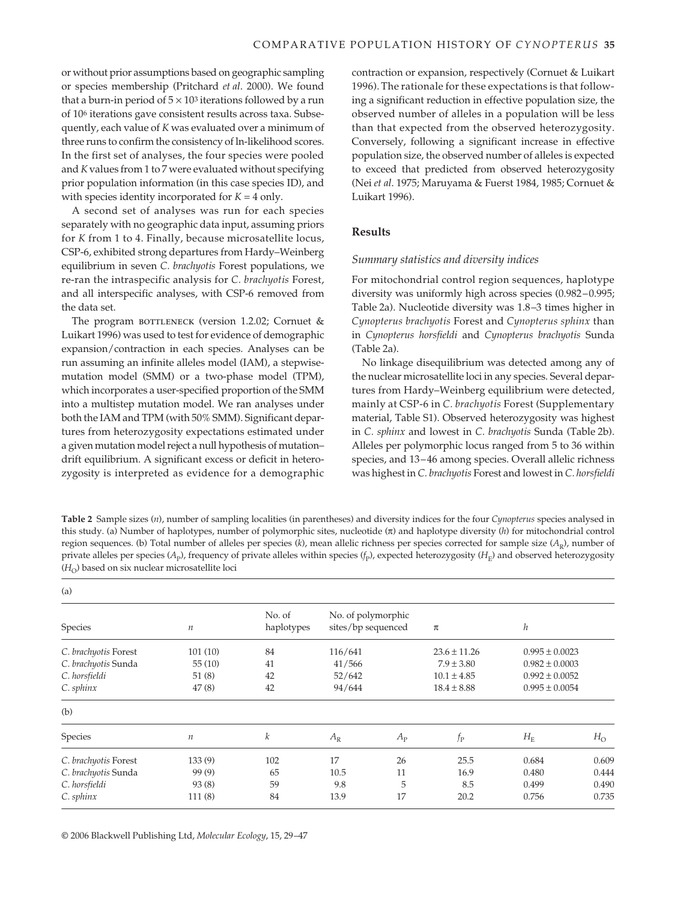or without prior assumptions based on geographic sampling or species membership (Pritchard *et al*. 2000). We found that a burn-in period of $5 \times 10^3$ iterations followed by a run of $10^6$ iterations gave consistent results across taxa. Subsequently, each value of *K* was evaluated over a minimum of three runs to confirm the consistency of ln-likelihood scores. In the first set of analyses, the four species were pooled and *K* values from 1 to 7 were evaluated without specifying prior population information (in this case species ID), and with species identity incorporated for $K = 4$ only.

A second set of analyses was run for each species separately with no geographic data input, assuming priors for *K* from 1 to 4. Finally, because microsatellite locus, CSP-6, exhibited strong departures from Hardy–Weinberg equilibrium in seven *C. brachyotis* Forest populations, we re-ran the intraspecific analysis for *C. brachyotis* Forest, and all interspecific analyses, with CSP-6 removed from the data set.

The program BOTTLENECK (version 1.2.02; Cornuet & Luikart 1996) was used to test for evidence of demographic expansion/contraction in each species. Analyses can be run assuming an infinite alleles model (IAM), a stepwise-mutation model (SMM) or a two-phase model (TPM), which incorporates a user-specified proportion of the SMM into a multistep mutation model. We ran analyses under both the IAM and TPM (with 50% SMM). Significant departures from heterozygosity expectations estimated under a given mutation model reject a null hypothesis of mutation–drift equilibrium. A significant excess or deficit in heterozygosity is interpreted as evidence for a demographic contraction or expansion, respectively (Cornuet & Luikart 1996). The rationale for these expectations is that following a significant reduction in effective population size, the observed number of alleles in a population will be less than that expected from the observed heterozygosity. Conversely, following a significant increase in effective population size, the observed number of alleles is expected to exceed that predicted from observed heterozygosity (Nei *et al*. 1975; Maruyama & Fuerst 1984, 1985; Cornuet & Luikart 1996).

## Results

### Summary statistics and diversity indices

For mitochondrial control region sequences, haplotype diversity was uniformly high across species (0.982–0.995; Table 2a). Nucleotide diversity was 1.8–3 times higher in *Cynopterus brachyotis* Forest and *Cynopterus sphinx* than in *Cynopterus horsfieldi* and *Cynopterus brachyotis* Sunda (Table 2a).

No linkage disequilibrium was detected among any of the nuclear microsatellite loci in any species. Several departures from Hardy–Weinberg equilibrium were detected, mainly at CSP-6 in *C. brachyotis* Forest (Supplementary material, Table S1). Observed heterozygosity was highest in *C. sphinx* and lowest in *C. brachyotis* Sunda (Table 2b). Alleles per polymorphic locus ranged from 5 to 36 within species, and 13–46 among species. Overall allelic richness was highest in *C. brachyotis* Forest and lowest in *C. horsfieldi*

**Table 2** Sample sizes ($n$), number of sampling localities (in parentheses) and diversity indices for the four *Cynopterus* species analysed in this study. (a) Number of haplotypes, number of polymorphic sites, nucleotide ($\pi$) and haplotype diversity ($h$) for mitochondrial control region sequences. (b) Total number of alleles per species ($k$), mean allelic richness per species corrected for sample size ($A_R$), number of private alleles per species ($A_P$), frequency of private alleles within species ($f_P$), expected heterozygosity ($H_E$) and observed heterozygosity ($H_O$) based on six nuclear microsatellite loci

(a)

| Species | $n$ | No. of haplotypes | No. of polymorphic sites/bp sequenced | $\pi$ | $h$ |
|---|---|---|---|---|---|
| *C. brachyotis* Forest | 101 (10) | 84 | 116/641 | 23.6 ± 11.26 | 0.995 ± 0.0023 |
| *C. brachyotis* Sunda | 55 (10) | 41 | 41/566 | 7.9 ± 3.80 | 0.982 ± 0.0003 |
| *C. horsfieldi* | 51 (8) | 42 | 52/642 | 10.1 ± 4.85 | 0.992 ± 0.0052 |
| *C. sphinx* | 47 (8) | 42 | 94/644 | 18.4 ± 8.88 | 0.995 ± 0.0054 |

(b)

| Species | $n$ | $k$ | $A_R$ | $A_P$ | $f_P$ | $H_E$ | $H_O$ |
|---|---|---|---|---|---|---|---|
| *C. brachyotis* Forest | 133 (9) | 102 | 17 | 26 | 25.5 | 0.684 | 0.609 |
| *C. brachyotis* Sunda | 99 (9) | 65 | 10.5 | 11 | 16.9 | 0.480 | 0.444 |
| *C. horsfieldi* | 93 (8) | 59 | 9.8 | 5 | 8.5 | 0.499 | 0.490 |
| *C. sphinx* | 111 (8) | 84 | 13.9 | 17 | 20.2 | 0.756 | 0.735 |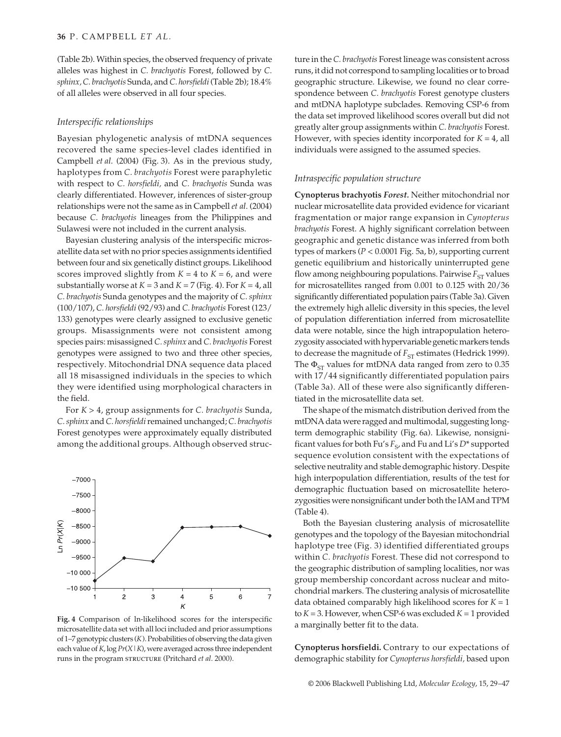(Table 2b). Within species, the observed frequency of private alleles was highest in *C. brachyotis* Forest, followed by *C. sphinx*, *C. brachyotis* Sunda, and *C. horsfieldi* (Table 2b); 18.4% of all alleles were observed in all four species.

### *Interspecific relationships*

Bayesian phylogenetic analysis of mtDNA sequences recovered the same species-level clades identified in Campbell *et al*. (2004) (Fig. 3). As in the previous study, haplotypes from *C. brachyotis* Forest were paraphyletic with respect to *C. horsfieldi*, and *C. brachyotis* Sunda was clearly differentiated. However, inferences of sister-group relationships were not the same as in Campbell *et al*. (2004) because *C. brachyotis* lineages from the Philippines and Sulawesi were not included in the current analysis.

Bayesian clustering analysis of the interspecific microsatellite data set with no prior species assignments identified between four and six genetically distinct groups. Likelihood scores improved slightly from $K = 4$ to $K = 6$, and were substantially worse at $K = 3$ and $K = 7$ (Fig. 4). For $K = 4$, all *C. brachyotis* Sunda genotypes and the majority of *C. sphinx* (100/107), *C. horsfieldi* (92/93) and *C. brachyotis* Forest (123/133) genotypes were clearly assigned to exclusive genetic groups. Misassignments were not consistent among species pairs: misassigned *C. sphinx* and *C. brachyotis* Forest genotypes were assigned to two and three other species, respectively. Mitochondrial DNA sequence data placed all 18 misassigned individuals in the species to which they were identified using morphological characters in the field.

For $K > 4$, group assignments for *C. brachyotis* Sunda, *C. sphinx* and *C. horsfieldi* remained unchanged; *C. brachyotis* Forest genotypes were approximately equally distributed among the additional groups. Although observed structure in the *C. brachyotis* Forest lineage was consistent across runs, it did not correspond to sampling localities or to broad geographic structure. Likewise, we found no clear correspondence between *C. brachyotis* Forest genotype clusters and mtDNA haplotype subclades. Removing CSP-6 from the data set improved likelihood scores overall but did not greatly alter group assignments within *C. brachyotis* Forest. However, with species identity incorporated for $K = 4$, all individuals were assigned to the assumed species.

**Fig. 4** Comparison of ln-likelihood scores for the interspecific microsatellite data set with all loci included and prior assumptions of 1–7 genotypic clusters ($K$). Probabilities of observing the data given each value of $K$, $\log Pr(X|K)$, were averaged across three independent runs in the program STRUCTURE (Pritchard *et al*. 2000).

### *Intraspecific population structure*

**Cynopterus brachyotis *Forest*.** Neither mitochondrial nor nuclear microsatellite data provided evidence for vicariant fragmentation or major range expansion in *Cynopterus brachyotis* Forest. A highly significant correlation between geographic and genetic distance was inferred from both types of markers ($P < 0.0001$ Fig. 5a, b), supporting current genetic equilibrium and historically uninterrupted gene flow among neighbouring populations. Pairwise $F_{ST}$ values for microsatellites ranged from 0.001 to 0.125 with 20/36 significantly differentiated population pairs (Table 3a). Given the extremely high allelic diversity in this species, the level of population differentiation inferred from microsatellite data were notable, since the high intrapopulation heterozygosity associated with hypervariable genetic markers tends to decrease the magnitude of $F_{ST}$ estimates (Hedrick 1999). The $\Phi_{ST}$ values for mtDNA data ranged from zero to 0.35 with 17/44 significantly differentiated population pairs (Table 3a). All of these were also significantly differentiated in the microsatellite data set.

The shape of the mismatch distribution derived from the mtDNA data were ragged and multimodal, suggesting long-term demographic stability (Fig. 6a). Likewise, nonsignificant values for both Fu's $F_S$, and Fu and Li's $D^*$ supported sequence evolution consistent with the expectations of selective neutrality and stable demographic history. Despite high interpopulation differentiation, results of the test for demographic fluctuation based on microsatellite heterozygosities were nonsignificant under both the IAM and TPM (Table 4).

Both the Bayesian clustering analysis of microsatellite genotypes and the topology of the Bayesian mitochondrial haplotype tree (Fig. 3) identified differentiated groups within *C. brachyotis* Forest. These did not correspond to the geographic distribution of sampling localities, nor was group membership concordant across nuclear and mitochondrial markers. The clustering analysis of microsatellite data obtained comparably high likelihood scores for $K = 1$ to $K = 3$. However, when CSP-6 was excluded $K = 1$ provided a marginally better fit to the data.

**Cynopterus horsfieldi.** Contrary to our expectations of demographic stability for *Cynopterus horsfieldi*, based upon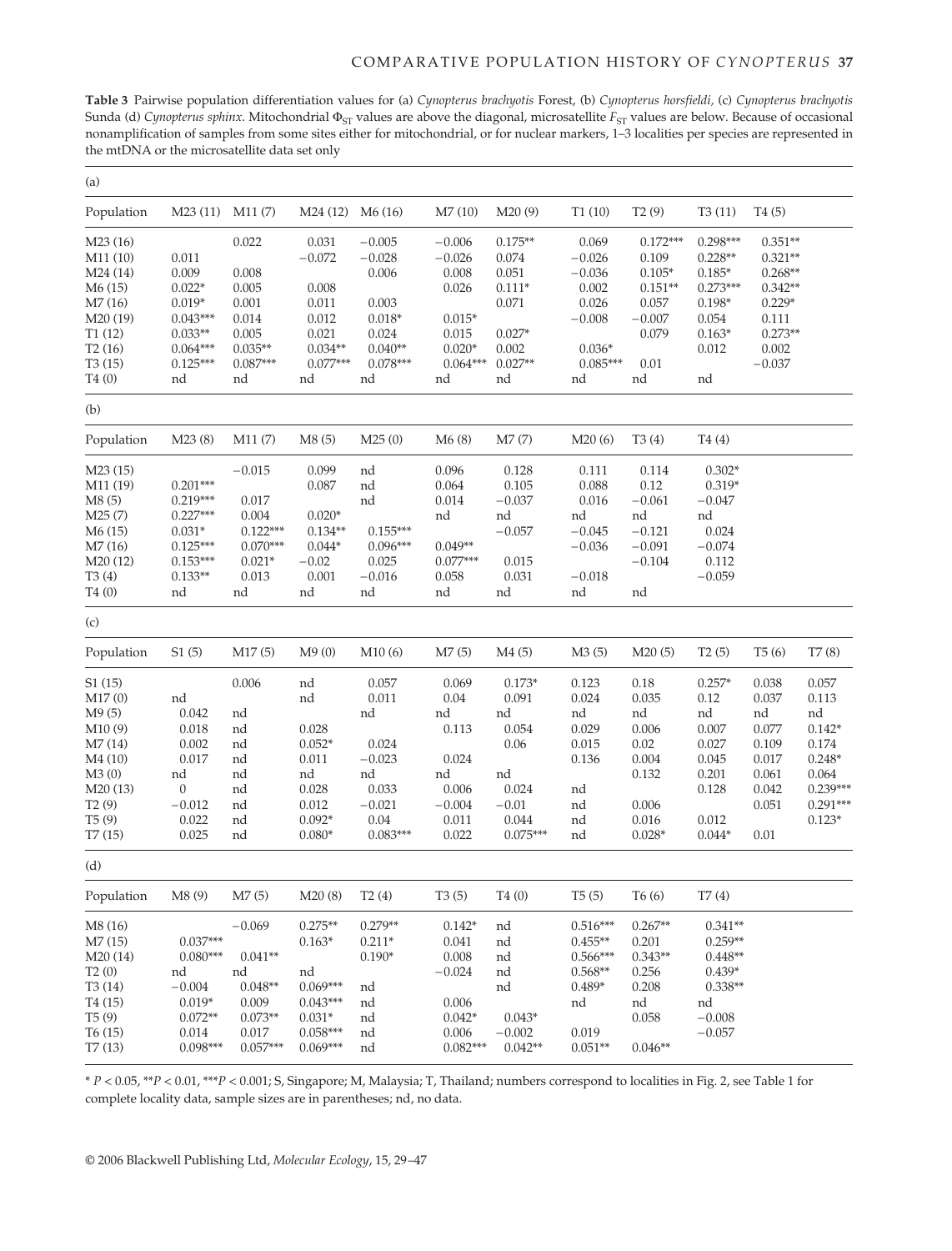**Table 3** Pairwise population differentiation values for (a) *Cynopterus brachyotis* Forest, (b) *Cynopterus horsfieldi*, (c) *Cynopterus brachyotis* Sunda (d) *Cynopterus sphinx*. Mitochondrial $\Phi_{ST}$ values are above the diagonal, microsatellite $F_{ST}$ values are below. Because of occasional nonamplification of samples from some sites either for mitochondrial, or for nuclear markers, 1–3 localities per species are represented in the mtDNA or the microsatellite data set only

(a)

| Population | M23 (11) | M11 (7) | M24 (12) | M6 (16) | M7 (10) | M20 (9) | T1 (10) | T2 (9) | T3 (11) | T4 (5) |
|---|---|---|---|---|---|---|---|---|---|---|
| M23 (16) | | 0.022 | 0.031 | −0.005 | −0.006 | 0.175** | 0.069 | 0.172*** | 0.298*** | 0.351** |
| M11 (10) | 0.011 | | −0.072 | −0.028 | −0.026 | 0.074 | −0.026 | 0.109 | 0.228** | 0.321** |
| M24 (14) | 0.009 | 0.008 | | 0.006 | 0.008 | 0.051 | −0.036 | 0.105* | 0.185* | 0.268** |
| M6 (15) | 0.022* | 0.005 | 0.008 | | 0.026 | 0.111* | 0.002 | 0.151** | 0.273*** | 0.342** |
| M7 (16) | 0.019* | 0.001 | 0.011 | 0.003 | | 0.071 | 0.026 | 0.057 | 0.198* | 0.229* |
| M20 (19) | 0.043*** | 0.014 | 0.012 | 0.018* | 0.015* | | −0.008 | −0.007 | 0.054 | 0.111 |
| T1 (12) | 0.033** | 0.005 | 0.021 | 0.024 | 0.015 | 0.027* | | 0.079 | 0.163* | 0.273** |
| T2 (16) | 0.064*** | 0.035** | 0.034** | 0.040** | 0.020* | 0.002 | 0.036* | | 0.012 | 0.002 |
| T3 (15) | 0.125*** | 0.087*** | 0.077*** | 0.078*** | 0.064*** | 0.027** | 0.085*** | 0.01 | | −0.037 |
| T4 (0) | nd | nd | nd | nd | nd | nd | nd | nd | nd | |

(b)

| Population | M23 (8) | M11 (7) | M8 (5) | M25 (0) | M6 (8) | M7 (7) | M20 (6) | T3 (4) | T4 (4) |
|---|---|---|---|---|---|---|---|---|---|
| M23 (15) | | −0.015 | 0.099 | nd | 0.096 | 0.128 | 0.111 | 0.114 | 0.302* |
| M11 (19) | 0.201*** | | 0.087 | nd | 0.064 | 0.105 | 0.088 | 0.12 | 0.319* |
| M8 (5) | 0.219*** | 0.017 | | nd | 0.014 | −0.037 | 0.016 | −0.061 | −0.047 |
| M25 (7) | 0.227*** | 0.004 | 0.020* | | nd | nd | nd | nd | nd |
| M6 (15) | 0.031* | 0.122*** | 0.134** | 0.155*** | | −0.057 | −0.045 | −0.121 | 0.024 |
| M7 (16) | 0.125*** | 0.070*** | 0.044* | 0.096*** | 0.049** | | −0.036 | −0.091 | −0.074 |
| M20 (12) | 0.153*** | 0.021* | −0.02 | 0.025 | 0.077*** | 0.015 | | −0.104 | 0.112 |
| T3 (4) | 0.133** | 0.013 | 0.001 | −0.016 | 0.058 | 0.031 | −0.018 | | −0.059 |
| T4 (0) | nd | nd | nd | nd | nd | nd | nd | nd | |

(c)

| Population | S1 (5) | M17 (5) | M9 (0) | M10 (6) | M7 (5) | M4 (5) | M3 (5) | M20 (5) | T2 (5) | T5 (6) | T7 (8) |
|---|---|---|---|---|---|---|---|---|---|---|---|
| S1 (15) | | 0.006 | nd | 0.057 | 0.069 | 0.173* | 0.123 | 0.18 | 0.257* | 0.038 | 0.057 |
| M17 (0) | nd | | nd | 0.011 | 0.04 | 0.091 | 0.024 | 0.035 | 0.12 | 0.037 | 0.113 |
| M9 (5) | 0.042 | nd | | nd | nd | nd | nd | nd | nd | nd | nd |
| M10 (9) | 0.018 | nd | 0.028 | | 0.113 | 0.054 | 0.029 | 0.006 | 0.007 | 0.077 | 0.142* |
| M7 (14) | 0.002 | nd | 0.052* | 0.024 | | 0.06 | 0.015 | 0.02 | 0.027 | 0.109 | 0.174 |
| M4 (10) | 0.017 | nd | 0.011 | −0.023 | 0.024 | | 0.136 | 0.004 | 0.045 | 0.017 | 0.248* |
| M3 (0) | nd | nd | nd | nd | nd | nd | | 0.132 | 0.201 | 0.061 | 0.064 |
| M20 (13) | 0 | nd | 0.028 | 0.033 | 0.006 | 0.024 | nd | | 0.128 | 0.042 | 0.239*** |
| T2 (9) | −0.012 | nd | 0.012 | −0.021 | −0.004 | −0.01 | nd | 0.006 | | 0.051 | 0.291*** |
| T5 (9) | 0.022 | nd | 0.092* | 0.04 | 0.011 | 0.044 | nd | 0.016 | 0.012 | | 0.123* |
| T7 (15) | 0.025 | nd | 0.080* | 0.083*** | 0.022 | 0.075*** | nd | 0.028* | 0.044* | 0.01 | |

(d)

| Population | M8 (9) | M7 (5) | M20 (8) | T2 (4) | T3 (5) | T4 (0) | T5 (5) | T6 (6) | T7 (4) |
|---|---|---|---|---|---|---|---|---|---|
| M8 (16) | | −0.069 | 0.275** | 0.279** | 0.142* | nd | 0.516*** | 0.267** | 0.341** |
| M7 (15) | 0.037*** | | 0.163* | 0.211* | 0.041 | nd | 0.455** | 0.201 | 0.259** |
| M20 (14) | 0.080*** | 0.041** | | 0.190* | 0.008 | nd | 0.566*** | 0.343** | 0.448** |
| T2 (0) | nd | nd | nd | | −0.024 | nd | 0.568** | 0.256 | 0.439* |
| T3 (14) | −0.004 | 0.048** | 0.069*** | nd | | nd | 0.489* | 0.208 | 0.338** |
| T4 (15) | 0.019* | 0.009 | 0.043*** | nd | 0.006 | | nd | nd | nd |
| T5 (9) | 0.072** | 0.073** | 0.031* | nd | 0.042* | 0.043* | | 0.058 | −0.008 |
| T6 (15) | 0.014 | 0.017 | 0.058*** | nd | 0.006 | −0.002 | 0.019 | | −0.057 |
| T7 (13) | 0.098*** | 0.057*** | 0.069*** | nd | 0.082*** | 0.042** | 0.051** | 0.046** | |

* $P < 0.05$, ** $P < 0.01$, *** $P < 0.001$; S, Singapore; M, Malaysia; T, Thailand; numbers correspond to localities in Fig. 2, see Table 1 for complete locality data, sample sizes are in parentheses; nd, no data.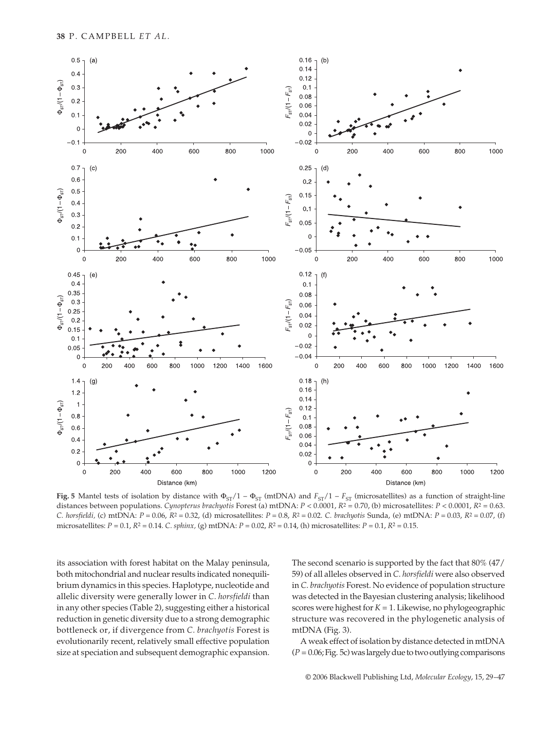**Fig. 5** Mantel tests of isolation by distance with $\Phi_{ST}/1 - \Phi_{ST}$ (mtDNA) and $F_{ST}/1 - F_{ST}$ (microsatellites) as a function of straight-line distances between populations. *Cynopterus brachyotis* Forest (a) mtDNA: $P < 0.0001$, $R^2 = 0.70$, (b) microsatellites: $P < 0.0001$, $R^2 = 0.63$. *C. horsfieldi*, (c) mtDNA: $P = 0.06$, $R^2 = 0.32$, (d) microsatellites: $P = 0.8$, $R^2 = 0.02$. *C. brachyotis* Sunda, (e) mtDNA: $P = 0.03$, $R^2 = 0.07$, (f) microsatellites: $P = 0.1$, $R^2 = 0.14$. *C. sphinx*, (g) mtDNA: $P = 0.02$, $R^2 = 0.14$, (h) microsatellites: $P = 0.1$, $R^2 = 0.15$.

its association with forest habitat on the Malay peninsula, both mitochondrial and nuclear results indicated nonequilibrium dynamics in this species. Haplotype, nucleotide and allelic diversity were generally lower in *C. horsfieldi* than in any other species (Table 2), suggesting either a historical reduction in genetic diversity due to a strong demographic bottleneck or, if divergence from *C. brachyotis* Forest is evolutionarily recent, relatively small effective population size at speciation and subsequent demographic expansion. The second scenario is supported by the fact that 80% (47/59) of all alleles observed in *C. horsfieldi* were also observed in *C. brachyotis* Forest. No evidence of population structure was detected in the Bayesian clustering analysis; likelihood scores were highest for $K = 1$. Likewise, no phylogeographic structure was recovered in the phylogenetic analysis of mtDNA (Fig. 3).

A weak effect of isolation by distance detected in mtDNA ($P = 0.06$; Fig. 5c) was largely due to two outlying comparisons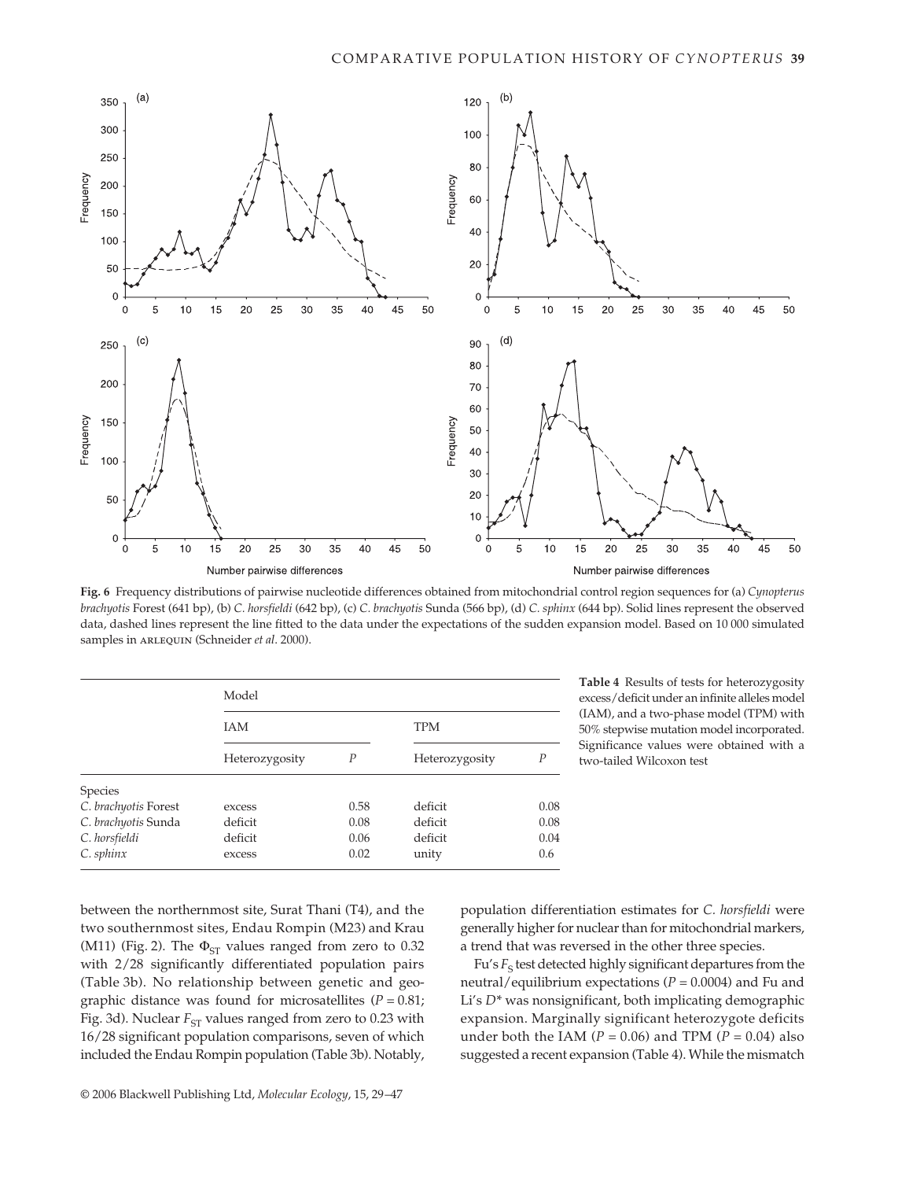Fig. 6 Frequency distributions of pairwise nucleotide differences obtained from mitochondrial control region sequences for (a) *Cynopterus brachyotis* Forest (641 bp), (b) *C. horsfieldi* (642 bp), (c) *C. brachyotis* Sunda (566 bp), (d) *C. sphinx* (644 bp). Solid lines represent the observed data, dashed lines represent the line fitted to the data under the expectations of the sudden expansion model. Based on 10 000 simulated samples in ARLEQUIN (Schneider *et al*. 2000).

**Table 4** Results of tests for heterozygosity excess/deficit under an infinite alleles model (IAM), and a two-phase model (TPM) with 50% stepwise mutation model incorporated. Significance values were obtained with a two-tailed Wilcoxon test

| | Model | | | |
|---|---|---|---|---|
| | IAM | | TPM | |
| | Heterozygosity | *P* | Heterozygosity | *P* |
| Species | | | | |
| *C. brachyotis* Forest | excess | 0.58 | deficit | 0.08 |
| *C. brachyotis* Sunda | deficit | 0.08 | deficit | 0.08 |
| *C. horsfieldi* | deficit | 0.06 | deficit | 0.04 |
| *C. sphinx* | excess | 0.02 | unity | 0.6 |

between the northernmost site, Surat Thani (T4), and the two southernmost sites, Endau Rompin (M23) and Krau (M11) (Fig. 2). The $\Phi_{ST}$ values ranged from zero to 0.32 with 2/28 significantly differentiated population pairs (Table 3b). No relationship between genetic and geographic distance was found for microsatellites ($P = 0.81$; Fig. 3d). Nuclear $F_{ST}$ values ranged from zero to 0.23 with 16/28 significant population comparisons, seven of which included the Endau Rompin population (Table 3b). Notably, population differentiation estimates for *C. horsfieldi* were generally higher for nuclear than for mitochondrial markers, a trend that was reversed in the other three species.

Fu's $F_S$ test detected highly significant departures from the neutral/equilibrium expectations ($P = 0.0004$) and Fu and Li's $D^*$ was nonsignificant, both implicating demographic expansion. Marginally significant heterozygote deficits under both the IAM ($P = 0.06$) and TPM ($P = 0.04$) also suggested a recent expansion (Table 4). While the mismatch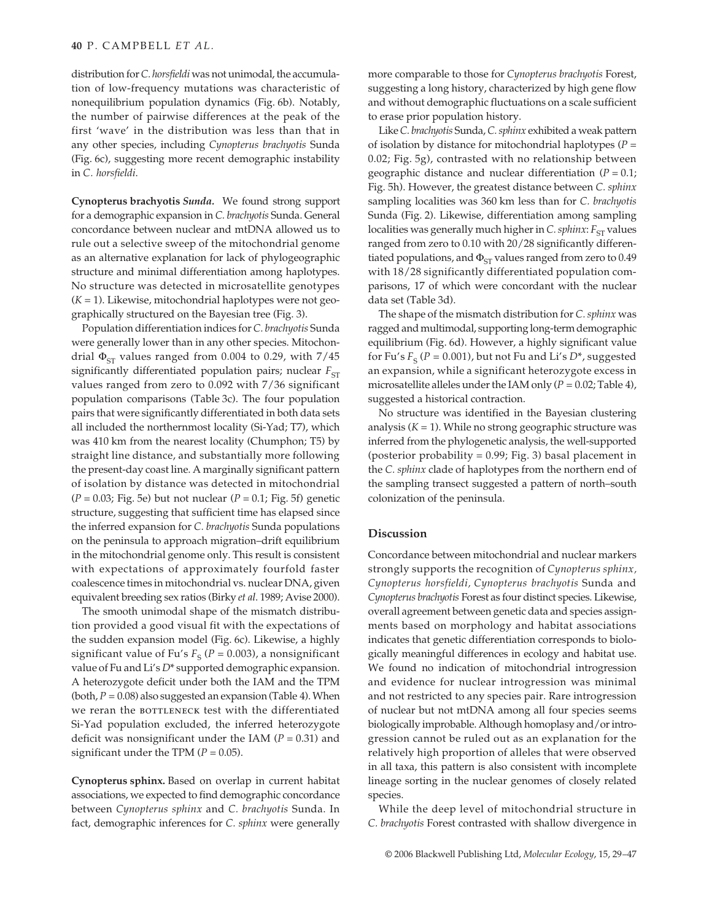distribution for *C. horsfieldi* was not unimodal, the accumulation of low-frequency mutations was characteristic of nonequilibrium population dynamics (Fig. 6b). Notably, the number of pairwise differences at the peak of the first 'wave' in the distribution was less than that in any other species, including *Cynopterus brachyotis* Sunda (Fig. 6c), suggesting more recent demographic instability in *C. horsfieldi*.

**Cynopterus brachyotis *Sunda*.** We found strong support for a demographic expansion in *C. brachyotis* Sunda. General concordance between nuclear and mtDNA allowed us to rule out a selective sweep of the mitochondrial genome as an alternative explanation for lack of phylogeographic structure and minimal differentiation among haplotypes. No structure was detected in microsatellite genotypes ($K = 1$). Likewise, mitochondrial haplotypes were not geographically structured on the Bayesian tree (Fig. 3).

Population differentiation indices for *C. brachyotis* Sunda were generally lower than in any other species. Mitochondrial $\Phi_{ST}$ values ranged from 0.004 to 0.29, with 7/45 significantly differentiated population pairs; nuclear $F_{ST}$ values ranged from zero to 0.092 with 7/36 significant population comparisons (Table 3c). The four population pairs that were significantly differentiated in both data sets all included the northernmost locality (Si-Yad; T7), which was 410 km from the nearest locality (Chumphon; T5) by straight line distance, and substantially more following the present-day coast line. A marginally significant pattern of isolation by distance was detected in mitochondrial ($P = 0.03$; Fig. 5e) but not nuclear ($P = 0.1$; Fig. 5f) genetic structure, suggesting that sufficient time has elapsed since the inferred expansion for *C. brachyotis* Sunda populations on the peninsula to approach migration–drift equilibrium in the mitochondrial genome only. This result is consistent with expectations of approximately fourfold faster coalescence times in mitochondrial vs. nuclear DNA, given equivalent breeding sex ratios (Birky *et al*. 1989; Avise 2000).

The smooth unimodal shape of the mismatch distribution provided a good visual fit with the expectations of the sudden expansion model (Fig. 6c). Likewise, a highly significant value of Fu's $F_S$ ($P = 0.003$), a nonsignificant value of Fu and Li's $D^*$ supported demographic expansion. A heterozygote deficit under both the IAM and the TPM (both, $P = 0.08$) also suggested an expansion (Table 4). When we reran the BOTTLENECK test with the differentiated Si-Yad population excluded, the inferred heterozygote deficit was nonsignificant under the IAM ($P = 0.31$) and significant under the TPM ($P = 0.05$).

**Cynopterus sphinx.** Based on overlap in current habitat associations, we expected to find demographic concordance between *Cynopterus sphinx* and *C. brachyotis* Sunda. In fact, demographic inferences for *C. sphinx* were generally more comparable to those for *Cynopterus brachyotis* Forest, suggesting a long history, characterized by high gene flow and without demographic fluctuations on a scale sufficient to erase prior population history.

Like *C. brachyotis* Sunda, *C. sphinx* exhibited a weak pattern of isolation by distance for mitochondrial haplotypes ($P = 0.02$; Fig. 5g), contrasted with no relationship between geographic distance and nuclear differentiation ($P = 0.1$; Fig. 5h). However, the greatest distance between *C. sphinx* sampling localities was 360 km less than for *C. brachyotis* Sunda (Fig. 2). Likewise, differentiation among sampling localities was generally much higher in *C. sphinx*: $F_{ST}$ values ranged from zero to 0.10 with 20/28 significantly differentiated populations, and $\Phi_{ST}$ values ranged from zero to 0.49 with 18/28 significantly differentiated population comparisons, 17 of which were concordant with the nuclear data set (Table 3d).

The shape of the mismatch distribution for *C. sphinx* was ragged and multimodal, supporting long-term demographic equilibrium (Fig. 6d). However, a highly significant value for Fu's $F_S$ ($P = 0.001$), but not Fu and Li's $D^*$, suggested an expansion, while a significant heterozygote excess in microsatellite alleles under the IAM only ($P = 0.02$; Table 4), suggested a historical contraction.

No structure was identified in the Bayesian clustering analysis ($K = 1$). While no strong geographic structure was inferred from the phylogenetic analysis, the well-supported (posterior probability = 0.99; Fig. 3) basal placement in the *C. sphinx* clade of haplotypes from the northern end of the sampling transect suggested a pattern of north–south colonization of the peninsula.

## Discussion

Concordance between mitochondrial and nuclear markers strongly supports the recognition of *Cynopterus sphinx, Cynopterus horsfieldi, Cynopterus brachyotis* Sunda and *Cynopterus brachyotis* Forest as four distinct species. Likewise, overall agreement between genetic data and species assignments based on morphology and habitat associations indicates that genetic differentiation corresponds to biologically meaningful differences in ecology and habitat use. We found no indication of mitochondrial introgression and evidence for nuclear introgression was minimal and not restricted to any species pair. Rare introgression of nuclear but not mtDNA among all four species seems biologically improbable. Although homoplasy and/or introgression cannot be ruled out as an explanation for the relatively high proportion of alleles that were observed in all taxa, this pattern is also consistent with incomplete lineage sorting in the nuclear genomes of closely related species.

While the deep level of mitochondrial structure in *C. brachyotis* Forest contrasted with shallow divergence in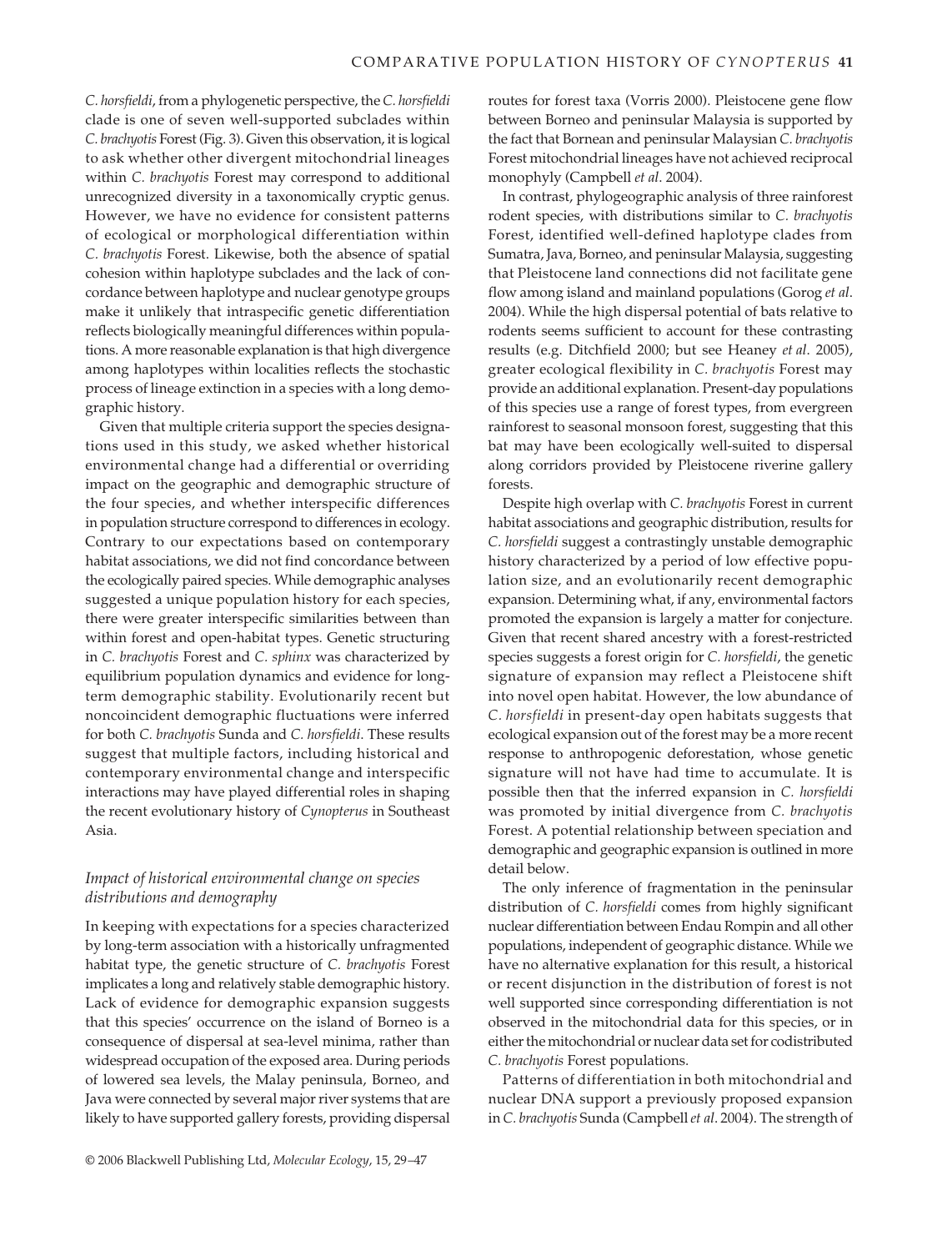*C. horsfieldi*, from a phylogenetic perspective, the *C. horsfieldi* clade is one of seven well-supported subclades within *C. brachyotis* Forest (Fig. 3). Given this observation, it is logical to ask whether other divergent mitochondrial lineages within *C. brachyotis* Forest may correspond to additional unrecognized diversity in a taxonomically cryptic genus. However, we have no evidence for consistent patterns of ecological or morphological differentiation within *C. brachyotis* Forest. Likewise, both the absence of spatial cohesion within haplotype subclades and the lack of concordance between haplotype and nuclear genotype groups make it unlikely that intraspecific genetic differentiation reflects biologically meaningful differences within populations. A more reasonable explanation is that high divergence among haplotypes within localities reflects the stochastic process of lineage extinction in a species with a long demographic history.

Given that multiple criteria support the species designations used in this study, we asked whether historical environmental change had a differential or overriding impact on the geographic and demographic structure of the four species, and whether interspecific differences in population structure correspond to differences in ecology. Contrary to our expectations based on contemporary habitat associations, we did not find concordance between the ecologically paired species. While demographic analyses suggested a unique population history for each species, there were greater interspecific similarities between than within forest and open-habitat types. Genetic structuring in *C. brachyotis* Forest and *C. sphinx* was characterized by equilibrium population dynamics and evidence for long-term demographic stability. Evolutionarily recent but noncoincident demographic fluctuations were inferred for both *C. brachyotis* Sunda and *C. horsfieldi*. These results suggest that multiple factors, including historical and contemporary environmental change and interspecific interactions may have played differential roles in shaping the recent evolutionary history of *Cynopterus* in Southeast Asia.

### *Impact of historical environmental change on species distributions and demography*

In keeping with expectations for a species characterized by long-term association with a historically unfragmented habitat type, the genetic structure of *C. brachyotis* Forest implicates a long and relatively stable demographic history. Lack of evidence for demographic expansion suggests that this species' occurrence on the island of Borneo is a consequence of dispersal at sea-level minima, rather than widespread occupation of the exposed area. During periods of lowered sea levels, the Malay peninsula, Borneo, and Java were connected by several major river systems that are likely to have supported gallery forests, providing dispersal routes for forest taxa (Vorris 2000). Pleistocene gene flow between Borneo and peninsular Malaysia is supported by the fact that Bornean and peninsular Malaysian *C. brachyotis* Forest mitochondrial lineages have not achieved reciprocal monophyly (Campbell *et al*. 2004).

In contrast, phylogeographic analysis of three rainforest rodent species, with distributions similar to *C. brachyotis* Forest, identified well-defined haplotype clades from Sumatra, Java, Borneo, and peninsular Malaysia, suggesting that Pleistocene land connections did not facilitate gene flow among island and mainland populations (Gorog *et al*. 2004). While the high dispersal potential of bats relative to rodents seems sufficient to account for these contrasting results (e.g. Ditchfield 2000; but see Heaney *et al*. 2005), greater ecological flexibility in *C. brachyotis* Forest may provide an additional explanation. Present-day populations of this species use a range of forest types, from evergreen rainforest to seasonal monsoon forest, suggesting that this bat may have been ecologically well-suited to dispersal along corridors provided by Pleistocene riverine gallery forests.

Despite high overlap with *C. brachyotis* Forest in current habitat associations and geographic distribution, results for *C. horsfieldi* suggest a contrastingly unstable demographic history characterized by a period of low effective population size, and an evolutionarily recent demographic expansion. Determining what, if any, environmental factors promoted the expansion is largely a matter for conjecture. Given that recent shared ancestry with a forest-restricted species suggests a forest origin for *C. horsfieldi*, the genetic signature of expansion may reflect a Pleistocene shift into novel open habitat. However, the low abundance of *C. horsfieldi* in present-day open habitats suggests that ecological expansion out of the forest may be a more recent response to anthropogenic deforestation, whose genetic signature will not have had time to accumulate. It is possible then that the inferred expansion in *C. horsfieldi* was promoted by initial divergence from *C. brachyotis* Forest. A potential relationship between speciation and demographic and geographic expansion is outlined in more detail below.

The only inference of fragmentation in the peninsular distribution of *C. horsfieldi* comes from highly significant nuclear differentiation between Endau Rompin and all other populations, independent of geographic distance. While we have no alternative explanation for this result, a historical or recent disjunction in the distribution of forest is not well supported since corresponding differentiation is not observed in the mitochondrial data for this species, or in either the mitochondrial or nuclear data set for codistributed *C. brachyotis* Forest populations.

Patterns of differentiation in both mitochondrial and nuclear DNA support a previously proposed expansion in *C. brachyotis* Sunda (Campbell *et al*. 2004). The strength of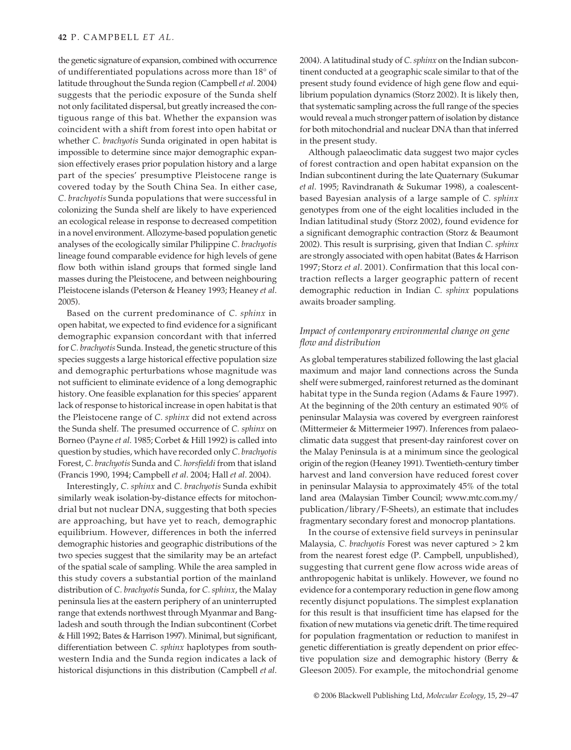the genetic signature of expansion, combined with occurrence of undifferentiated populations across more than 18° of latitude throughout the Sunda region (Campbell *et al*. 2004) suggests that the periodic exposure of the Sunda shelf not only facilitated dispersal, but greatly increased the contiguous range of this bat. Whether the expansion was coincident with a shift from forest into open habitat or whether *C. brachyotis* Sunda originated in open habitat is impossible to determine since major demographic expansion effectively erases prior population history and a large part of the species' presumptive Pleistocene range is covered today by the South China Sea. In either case, *C. brachyotis* Sunda populations that were successful in colonizing the Sunda shelf are likely to have experienced an ecological release in response to decreased competition in a novel environment. Allozyme-based population genetic analyses of the ecologically similar Philippine *C. brachyotis* lineage found comparable evidence for high levels of gene flow both within island groups that formed single land masses during the Pleistocene, and between neighbouring Pleistocene islands (Peterson & Heaney 1993; Heaney *et al*. 2005).

Based on the current predominance of *C. sphinx* in open habitat, we expected to find evidence for a significant demographic expansion concordant with that inferred for *C. brachyotis* Sunda. Instead, the genetic structure of this species suggests a large historical effective population size and demographic perturbations whose magnitude was not sufficient to eliminate evidence of a long demographic history. One feasible explanation for this species' apparent lack of response to historical increase in open habitat is that the Pleistocene range of *C. sphinx* did not extend across the Sunda shelf. The presumed occurrence of *C. sphinx* on Borneo (Payne *et al*. 1985; Corbet & Hill 1992) is called into question by studies, which have recorded only *C. brachyotis* Forest, *C. brachyotis* Sunda and *C. horsfieldi* from that island (Francis 1990, 1994; Campbell *et al*. 2004; Hall *et al*. 2004).

Interestingly, *C. sphinx* and *C. brachyotis* Sunda exhibit similarly weak isolation-by-distance effects for mitochondrial but not nuclear DNA, suggesting that both species are approaching, but have yet to reach, demographic equilibrium. However, differences in both the inferred demographic histories and geographic distributions of the two species suggest that the similarity may be an artefact of the spatial scale of sampling. While the area sampled in this study covers a substantial portion of the mainland distribution of *C. brachyotis* Sunda, for *C. sphinx*, the Malay peninsula lies at the eastern periphery of an uninterrupted range that extends northwest through Myanmar and Bangladesh and south through the Indian subcontinent (Corbet & Hill 1992; Bates & Harrison 1997). Minimal, but significant, differentiation between *C. sphinx* haplotypes from south-western India and the Sunda region indicates a lack of historical disjunctions in this distribution (Campbell *et al*. 2004). A latitudinal study of *C. sphinx* on the Indian subcontinent conducted at a geographic scale similar to that of the present study found evidence of high gene flow and equilibrium population dynamics (Storz 2002). It is likely then, that systematic sampling across the full range of the species would reveal a much stronger pattern of isolation by distance for both mitochondrial and nuclear DNA than that inferred in the present study.

Although palaeoclimatic data suggest two major cycles of forest contraction and open habitat expansion on the Indian subcontinent during the late Quaternary (Sukumar *et al*. 1995; Ravindranath & Sukumar 1998), a coalescent-based Bayesian analysis of a large sample of *C. sphinx* genotypes from one of the eight localities included in the Indian latitudinal study (Storz 2002), found evidence for a significant demographic contraction (Storz & Beaumont 2002). This result is surprising, given that Indian *C. sphinx* are strongly associated with open habitat (Bates & Harrison 1997; Storz *et al*. 2001). Confirmation that this local contraction reflects a larger geographic pattern of recent demographic reduction in Indian *C. sphinx* populations awaits broader sampling.

### *Impact of contemporary environmental change on gene flow and distribution*

As global temperatures stabilized following the last glacial maximum and major land connections across the Sunda shelf were submerged, rainforest returned as the dominant habitat type in the Sunda region (Adams & Faure 1997). At the beginning of the 20th century an estimated 90% of peninsular Malaysia was covered by evergreen rainforest (Mittermeier & Mittermeier 1997). Inferences from palaeoclimatic data suggest that present-day rainforest cover on the Malay Peninsula is at a minimum since the geological origin of the region (Heaney 1991). Twentieth-century timber harvest and land conversion have reduced forest cover in peninsular Malaysia to approximately 45% of the total land area (Malaysian Timber Council; www.mtc.com.my/publication/library/F-Sheets), an estimate that includes fragmentary secondary forest and monocrop plantations.

In the course of extensive field surveys in peninsular Malaysia, *C. brachyotis* Forest was never captured > 2 km from the nearest forest edge (P. Campbell, unpublished), suggesting that current gene flow across wide areas of anthropogenic habitat is unlikely. However, we found no evidence for a contemporary reduction in gene flow among recently disjunct populations. The simplest explanation for this result is that insufficient time has elapsed for the fixation of new mutations via genetic drift. The time required for population fragmentation or reduction to manifest in genetic differentiation is greatly dependent on prior effective population size and demographic history (Berry & Gleeson 2005). For example, the mitochondrial genome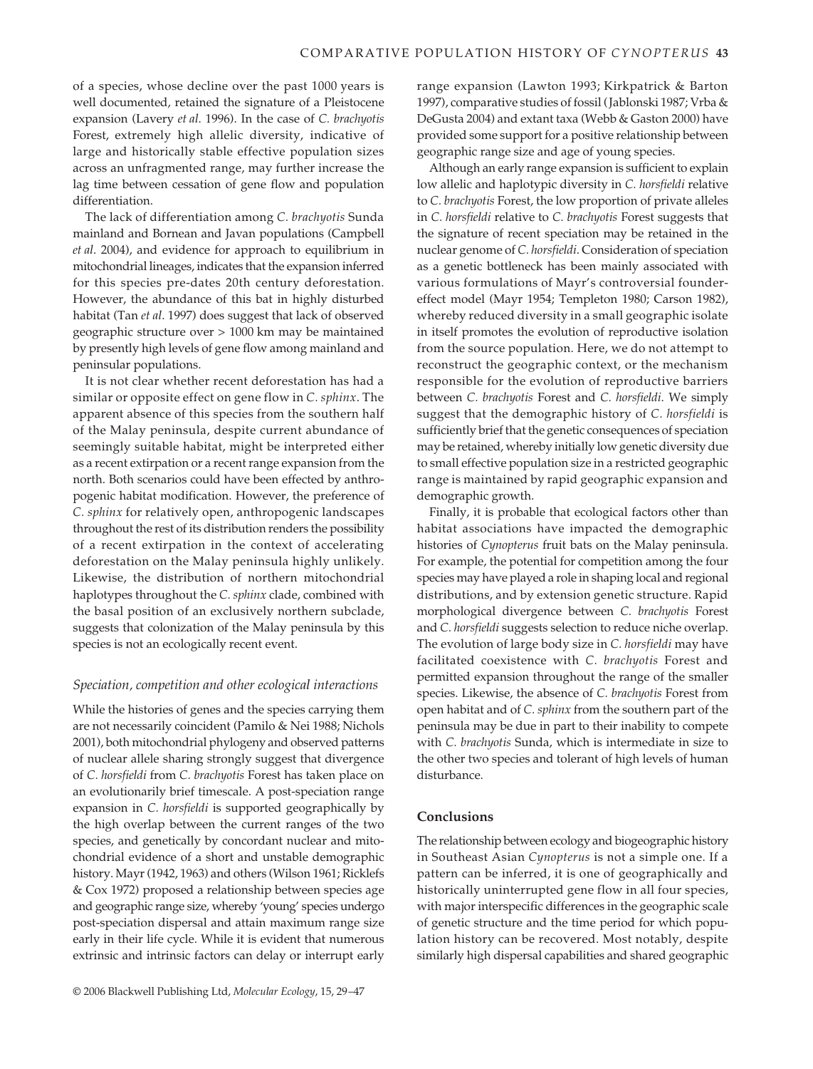of a species, whose decline over the past 1000 years is well documented, retained the signature of a Pleistocene expansion (Lavery *et al*. 1996). In the case of *C. brachyotis* Forest, extremely high allelic diversity, indicative of large and historically stable effective population sizes across an unfragmented range, may further increase the lag time between cessation of gene flow and population differentiation.

The lack of differentiation among *C. brachyotis* Sunda mainland and Bornean and Javan populations (Campbell *et al*. 2004), and evidence for approach to equilibrium in mitochondrial lineages, indicates that the expansion inferred for this species pre-dates 20th century deforestation. However, the abundance of this bat in highly disturbed habitat (Tan *et al*. 1997) does suggest that lack of observed geographic structure over > 1000 km may be maintained by presently high levels of gene flow among mainland and peninsular populations.

It is not clear whether recent deforestation has had a similar or opposite effect on gene flow in *C. sphinx*. The apparent absence of this species from the southern half of the Malay peninsula, despite current abundance of seemingly suitable habitat, might be interpreted either as a recent extirpation or a recent range expansion from the north. Both scenarios could have been effected by anthropogenic habitat modification. However, the preference of *C. sphinx* for relatively open, anthropogenic landscapes throughout the rest of its distribution renders the possibility of a recent extirpation in the context of accelerating deforestation on the Malay peninsula highly unlikely. Likewise, the distribution of northern mitochondrial haplotypes throughout the *C. sphinx* clade, combined with the basal position of an exclusively northern subclade, suggests that colonization of the Malay peninsula by this species is not an ecologically recent event.

### *Speciation, competition and other ecological interactions*

While the histories of genes and the species carrying them are not necessarily coincident (Pamilo & Nei 1988; Nichols 2001), both mitochondrial phylogeny and observed patterns of nuclear allele sharing strongly suggest that divergence of *C. horsfieldi* from *C. brachyotis* Forest has taken place on an evolutionarily brief timescale. A post-speciation range expansion in *C. horsfieldi* is supported geographically by the high overlap between the current ranges of the two species, and genetically by concordant nuclear and mitochondrial evidence of a short and unstable demographic history. Mayr (1942, 1963) and others (Wilson 1961; Ricklefs & Cox 1972) proposed a relationship between species age and geographic range size, whereby 'young' species undergo post-speciation dispersal and attain maximum range size early in their life cycle. While it is evident that numerous extrinsic and intrinsic factors can delay or interrupt early range expansion (Lawton 1993; Kirkpatrick & Barton 1997), comparative studies of fossil (Jablonski 1987; Vrba & DeGusta 2004) and extant taxa (Webb & Gaston 2000) have provided some support for a positive relationship between geographic range size and age of young species.

Although an early range expansion is sufficient to explain low allelic and haplotypic diversity in *C. horsfieldi* relative to *C. brachyotis* Forest, the low proportion of private alleles in *C. horsfieldi* relative to *C. brachyotis* Forest suggests that the signature of recent speciation may be retained in the nuclear genome of *C. horsfieldi*. Consideration of speciation as a genetic bottleneck has been mainly associated with various formulations of Mayr's controversial founder-effect model (Mayr 1954; Templeton 1980; Carson 1982), whereby reduced diversity in a small geographic isolate in itself promotes the evolution of reproductive isolation from the source population. Here, we do not attempt to reconstruct the geographic context, or the mechanism responsible for the evolution of reproductive barriers between *C. brachyotis* Forest and *C. horsfieldi*. We simply suggest that the demographic history of *C. horsfieldi* is sufficiently brief that the genetic consequences of speciation may be retained, whereby initially low genetic diversity due to small effective population size in a restricted geographic range is maintained by rapid geographic expansion and demographic growth.

Finally, it is probable that ecological factors other than habitat associations have impacted the demographic histories of *Cynopterus* fruit bats on the Malay peninsula. For example, the potential for competition among the four species may have played a role in shaping local and regional distributions, and by extension genetic structure. Rapid morphological divergence between *C. brachyotis* Forest and *C. horsfieldi* suggests selection to reduce niche overlap. The evolution of large body size in *C. horsfieldi* may have facilitated coexistence with *C. brachyotis* Forest and permitted expansion throughout the range of the smaller species. Likewise, the absence of *C. brachyotis* Forest from open habitat and of *C. sphinx* from the southern part of the peninsula may be due in part to their inability to compete with *C. brachyotis* Sunda, which is intermediate in size to the other two species and tolerant of high levels of human disturbance.

## Conclusions

The relationship between ecology and biogeographic history in Southeast Asian *Cynopterus* is not a simple one. If a pattern can be inferred, it is one of geographically and historically uninterrupted gene flow in all four species, with major interspecific differences in the geographic scale of genetic structure and the time period for which population history can be recovered. Most notably, despite similarly high dispersal capabilities and shared geographic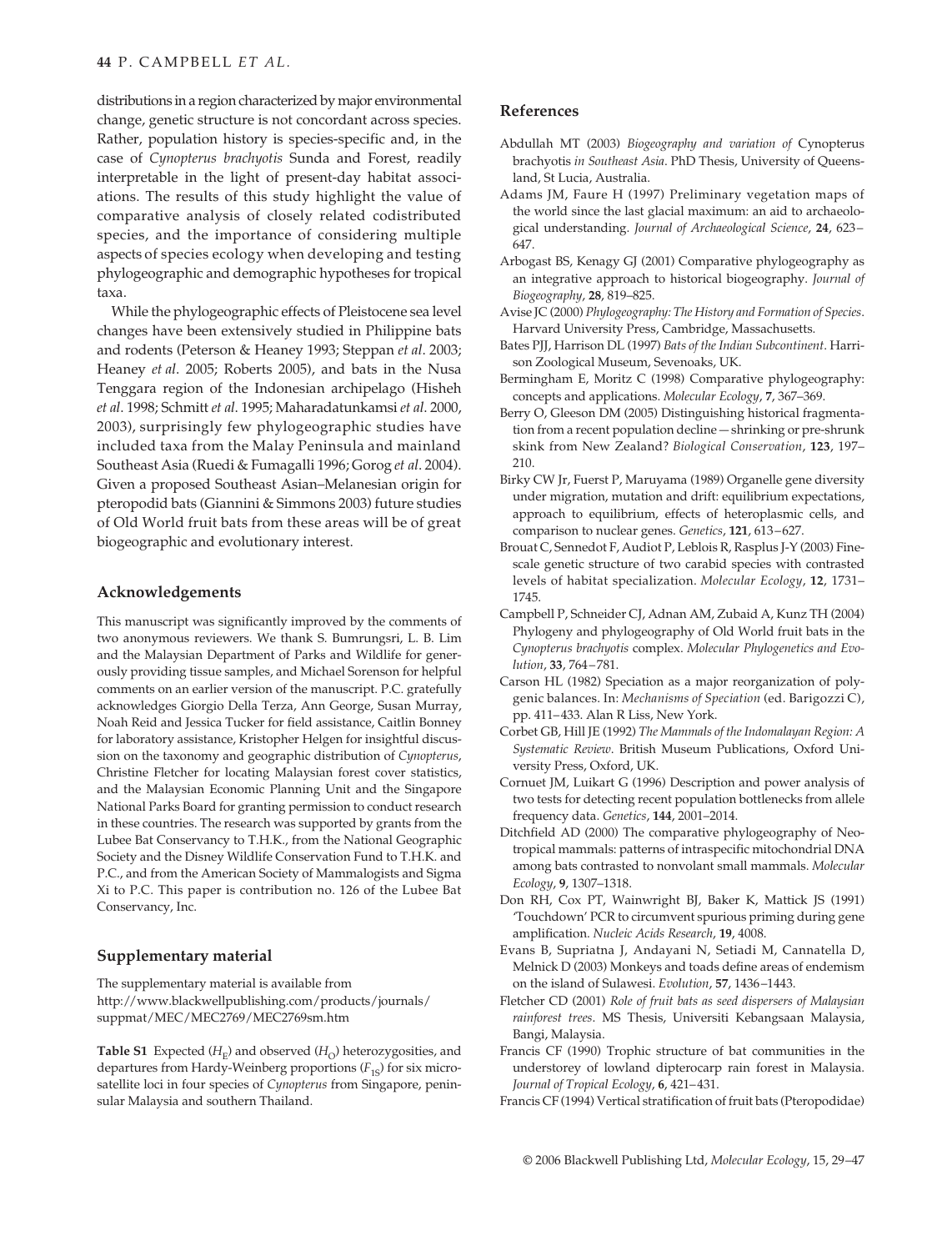distributions in a region characterized by major environmental change, genetic structure is not concordant across species. Rather, population history is species-specific and, in the case of *Cynopterus brachyotis* Sunda and Forest, readily interpretable in the light of present-day habitat associations. The results of this study highlight the value of comparative analysis of closely related codistributed species, and the importance of considering multiple aspects of species ecology when developing and testing phylogeographic and demographic hypotheses for tropical taxa.

While the phylogeographic effects of Pleistocene sea level changes have been extensively studied in Philippine bats and rodents (Peterson & Heaney 1993; Steppan *et al*. 2003; Heaney *et al*. 2005; Roberts 2005), and bats in the Nusa Tenggara region of the Indonesian archipelago (Hisheh *et al*. 1998; Schmitt *et al*. 1995; Maharadatunkamsi *et al*. 2000, 2003), surprisingly few phylogeographic studies have included taxa from the Malay Peninsula and mainland Southeast Asia (Ruedi & Fumagalli 1996; Gorog *et al*. 2004). Given a proposed Southeast Asian–Melanesian origin for pteropodid bats (Giannini & Simmons 2003) future studies of Old World fruit bats from these areas will be of great biogeographic and evolutionary interest.

## Acknowledgements

This manuscript was significantly improved by the comments of two anonymous reviewers. We thank S. Bumrungsri, L. B. Lim and the Malaysian Department of Parks and Wildlife for generously providing tissue samples, and Michael Sorenson for helpful comments on an earlier version of the manuscript. P.C. gratefully acknowledges Giorgio Della Terza, Ann George, Susan Murray, Noah Reid and Jessica Tucker for field assistance, Caitlin Bonney for laboratory assistance, Kristopher Helgen for insightful discussion on the taxonomy and geographic distribution of *Cynopterus*, Christine Fletcher for locating Malaysian forest cover statistics, and the Malaysian Economic Planning Unit and the Singapore National Parks Board for granting permission to conduct research in these countries. The research was supported by grants from the Lubee Bat Conservancy to T.H.K., from the National Geographic Society and the Disney Wildlife Conservation Fund to T.H.K. and P.C., and from the American Society of Mammalogists and Sigma Xi to P.C. This paper is contribution no. 126 of the Lubee Bat Conservancy, Inc.

## Supplementary material

The supplementary material is available from
http://www.blackwellpublishing.com/products/journals/suppmat/MEC/MEC2769/MEC2769sm.htm

**Table S1** Expected ($H_E$) and observed ($H_O$) heterozygosities, and departures from Hardy-Weinberg proportions ($F_{IS}$) for six microsatellite loci in four species of *Cynopterus* from Singapore, peninsular Malaysia and southern Thailand.

## References

Abdullah MT (2003) *Biogeography and variation of* Cynopterus brachyotis *in Southeast Asia*. PhD Thesis, University of Queensland, St Lucia, Australia.

Adams JM, Faure H (1997) Preliminary vegetation maps of the world since the last glacial maximum: an aid to archaeological understanding. *Journal of Archaeological Science*, **24**, 623–647.

Arbogast BS, Kenagy GJ (2001) Comparative phylogeography as an integrative approach to historical biogeography. *Journal of Biogeography*, **28**, 819–825.

Avise JC (2000) *Phylogeography: The History and Formation of Species*. Harvard University Press, Cambridge, Massachusetts.

Bates PJJ, Harrison DL (1997) *Bats of the Indian Subcontinent*. Harrison Zoological Museum, Sevenoaks, UK.

Bermingham E, Moritz C (1998) Comparative phylogeography: concepts and applications. *Molecular Ecology*, **7**, 367–369.

Berry O, Gleeson DM (2005) Distinguishing historical fragmentation from a recent population decline — shrinking or pre-shrunk skink from New Zealand? *Biological Conservation*, **123**, 197–210.

Birky CW Jr, Fuerst P, Maruyama (1989) Organelle gene diversity under migration, mutation and drift: equilibrium expectations, approach to equilibrium, effects of heteroplasmic cells, and comparison to nuclear genes. *Genetics*, **121**, 613–627.

Brouat C, Sennedot F, Audiot P, Leblois R, Rasplus J-Y (2003) Fine-scale genetic structure of two carabid species with contrasted levels of habitat specialization. *Molecular Ecology*, **12**, 1731–1745.

Campbell P, Schneider CJ, Adnan AM, Zubaid A, Kunz TH (2004) Phylogeny and phylogeography of Old World fruit bats in the *Cynopterus brachyotis* complex. *Molecular Phylogenetics and Evolution*, **33**, 764–781.

Carson HL (1982) Speciation as a major reorganization of polygenic balances. In: *Mechanisms of Speciation* (ed. Barigozzi C), pp. 411–433. Alan R Liss, New York.

Corbet GB, Hill JE (1992) *The Mammals of the Indomalayan Region: A Systematic Review*. British Museum Publications, Oxford University Press, Oxford, UK.

Cornuet JM, Luikart G (1996) Description and power analysis of two tests for detecting recent population bottlenecks from allele frequency data. *Genetics*, **144**, 2001–2014.

Ditchfield AD (2000) The comparative phylogeography of Neotropical mammals: patterns of intraspecific mitochondrial DNA among bats contrasted to nonvolant small mammals. *Molecular Ecology*, **9**, 1307–1318.

Don RH, Cox PT, Wainwright BJ, Baker K, Mattick JS (1991) 'Touchdown' PCR to circumvent spurious priming during gene amplification. *Nucleic Acids Research*, **19**, 4008.

Evans B, Supriatna J, Andayani N, Setiadi M, Cannatella D, Melnick D (2003) Monkeys and toads define areas of endemism on the island of Sulawesi. *Evolution*, **57**, 1436–1443.

Fletcher CD (2001) *Role of fruit bats as seed dispersers of Malaysian rainforest trees*. MS Thesis, Universiti Kebangsaan Malaysia, Bangi, Malaysia.

Francis CF (1990) Trophic structure of bat communities in the understorey of lowland dipterocarp rain forest in Malaysia. *Journal of Tropical Ecology*, **6**, 421–431.

Francis CF (1994) Vertical stratification of fruit bats (Pteropodidae)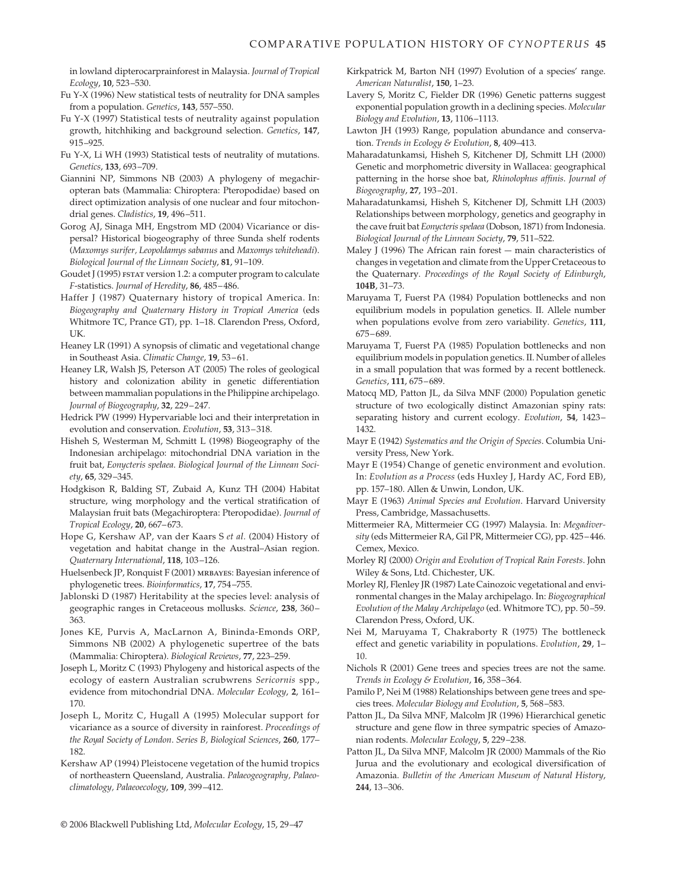in lowland dipterocarprainforest in Malaysia. *Journal of Tropical Ecology*, **10**, 523–530.

Fu Y-X (1996) New statistical tests of neutrality for DNA samples from a population. *Genetics*, **143**, 557–550.

Fu Y-X (1997) Statistical tests of neutrality against population growth, hitchhiking and background selection. *Genetics*, **147**, 915–925.

Fu Y-X, Li WH (1993) Statistical tests of neutrality of mutations. *Genetics*, **133**, 693–709.

Giannini NP, Simmons NB (2003) A phylogeny of megachiropteran bats (Mammalia: Chiroptera: Pteropodidae) based on direct optimization analysis of one nuclear and four mitochondrial genes. *Cladistics*, **19**, 496–511.

Gorog AJ, Sinaga MH, Engstrom MD (2004) Vicariance or dispersal? Historical biogeography of three Sunda shelf rodents (*Maxomys surifer, Leopoldamys sabanus* and *Maxomys whiteheadi*). *Biological Journal of the Linnean Society*, **81**, 91–109.

Goudet J (1995) FSTAT version 1.2: a computer program to calculate *F*-statistics. *Journal of Heredity*, **86**, 485–486.

Haffer J (1987) Quaternary history of tropical America. In: *Biogeography and Quaternary History in Tropical America* (eds Whitmore TC, Prance GT), pp. 1–18. Clarendon Press, Oxford, UK.

Heaney LR (1991) A synopsis of climatic and vegetational change in Southeast Asia. *Climatic Change*, **19**, 53–61.

Heaney LR, Walsh JS, Peterson AT (2005) The roles of geological history and colonization ability in genetic differentiation between mammalian populations in the Philippine archipelago. *Journal of Biogeography*, **32**, 229–247.

Hedrick PW (1999) Hypervariable loci and their interpretation in evolution and conservation. *Evolution*, **53**, 313–318.

Hisheh S, Westerman M, Schmitt L (1998) Biogeography of the Indonesian archipelago: mitochondrial DNA variation in the fruit bat, *Eonycteris spelaea*. *Biological Journal of the Linnean Society*, **65**, 329–345.

Hodgkison R, Balding ST, Zubaid A, Kunz TH (2004) Habitat structure, wing morphology and the vertical stratification of Malaysian fruit bats (Megachiroptera: Pteropodidae). *Journal of Tropical Ecology*, **20**, 667–673.

Hope G, Kershaw AP, van der Kaars S *et al.* (2004) History of vegetation and habitat change in the Austral–Asian region. *Quaternary International*, **118**, 103–126.

Huelsenbeck JP, Ronquist F (2001) MRBAYES: Bayesian inference of phylogenetic trees. *Bioinformatics*, **17**, 754–755.

Jablonski D (1987) Heritability at the species level: analysis of geographic ranges in Cretaceous mollusks. *Science*, **238**, 360–363.

Jones KE, Purvis A, MacLarnon A, Bininda-Emonds ORP, Simmons NB (2002) A phylogenetic supertree of the bats (Mammalia: Chiroptera). *Biological Reviews*, **77**, 223–259.

Joseph L, Moritz C (1993) Phylogeny and historical aspects of the ecology of eastern Australian scrubwrens *Sericornis* spp., evidence from mitochondrial DNA. *Molecular Ecology*, **2**, 161–170.

Joseph L, Moritz C, Hugall A (1995) Molecular support for vicariance as a source of diversity in rainforest. *Proceedings of the Royal Society of London. Series B, Biological Sciences*, **260**, 177–182.

Kershaw AP (1994) Pleistocene vegetation of the humid tropics of northeastern Queensland, Australia. *Palaeogeography, Palaeoclimatology, Palaeoecology*, **109**, 399–412.

Kirkpatrick M, Barton NH (1997) Evolution of a species' range. *American Naturalist*, **150**, 1–23.

Lavery S, Moritz C, Fielder DR (1996) Genetic patterns suggest exponential population growth in a declining species. *Molecular Biology and Evolution*, **13**, 1106–1113.

Lawton JH (1993) Range, population abundance and conservation. *Trends in Ecology & Evolution*, **8**, 409–413.

Maharadatunkamsi, Hisheh S, Kitchener DJ, Schmitt LH (2000) Genetic and morphometric diversity in Wallacea: geographical patterning in the horse shoe bat, *Rhinolophus affinis*. *Journal of Biogeography*, **27**, 193–201.

Maharadatunkamsi, Hisheh S, Kitchener DJ, Schmitt LH (2003) Relationships between morphology, genetics and geography in the cave fruit bat *Eonycteris spelaea* (Dobson, 1871) from Indonesia. *Biological Journal of the Linnean Society*, **79**, 511–522.

Maley J (1996) The African rain forest — main characteristics of changes in vegetation and climate from the Upper Cretaceous to the Quaternary. *Proceedings of the Royal Society of Edinburgh*, **104B**, 31–73.

Maruyama T, Fuerst PA (1984) Population bottlenecks and non equilibrium models in population genetics. II. Allele number when populations evolve from zero variability. *Genetics*, **111**, 675–689.

Maruyama T, Fuerst PA (1985) Population bottlenecks and non equilibrium models in population genetics. II. Number of alleles in a small population that was formed by a recent bottleneck. *Genetics*, **111**, 675–689.

Matocq MD, Patton JL, da Silva MNF (2000) Population genetic structure of two ecologically distinct Amazonian spiny rats: separating history and current ecology. *Evolution*, **54**, 1423–1432.

Mayr E (1942) *Systematics and the Origin of Species*. Columbia University Press, New York.

Mayr E (1954) Change of genetic environment and evolution. In: *Evolution as a Process* (eds Huxley J, Hardy AC, Ford EB), pp. 157–180. Allen & Unwin, London, UK.

Mayr E (1963) *Animal Species and Evolution*. Harvard University Press, Cambridge, Massachusetts.

Mittermeier RA, Mittermeier CG (1997) Malaysia. In: *Megadiversity* (eds Mittermeier RA, Gil PR, Mittermeier CG), pp. 425–446. Cemex, Mexico.

Morley RJ (2000) *Origin and Evolution of Tropical Rain Forests*. John Wiley & Sons, Ltd. Chichester, UK.

Morley RJ, Flenley JR (1987) Late Cainozoic vegetational and environmental changes in the Malay archipelago. In: *Biogeographical Evolution of the Malay Archipelago* (ed. Whitmore TC), pp. 50–59. Clarendon Press, Oxford, UK.

Nei M, Maruyama T, Chakraborty R (1975) The bottleneck effect and genetic variability in populations. *Evolution*, **29**, 1–10.

Nichols R (2001) Gene trees and species trees are not the same. *Trends in Ecology & Evolution*, **16**, 358–364.

Pamilo P, Nei M (1988) Relationships between gene trees and species trees. *Molecular Biology and Evolution*, **5**, 568–583.

Patton JL, Da Silva MNF, Malcolm JR (1996) Hierarchical genetic structure and gene flow in three sympatric species of Amazonian rodents. *Molecular Ecology*, **5**, 229–238.

Patton JL, Da Silva MNF, Malcolm JR (2000) Mammals of the Rio Jurua and the evolutionary and ecological diversification of Amazonia. *Bulletin of the American Museum of Natural History*, **244**, 13–306.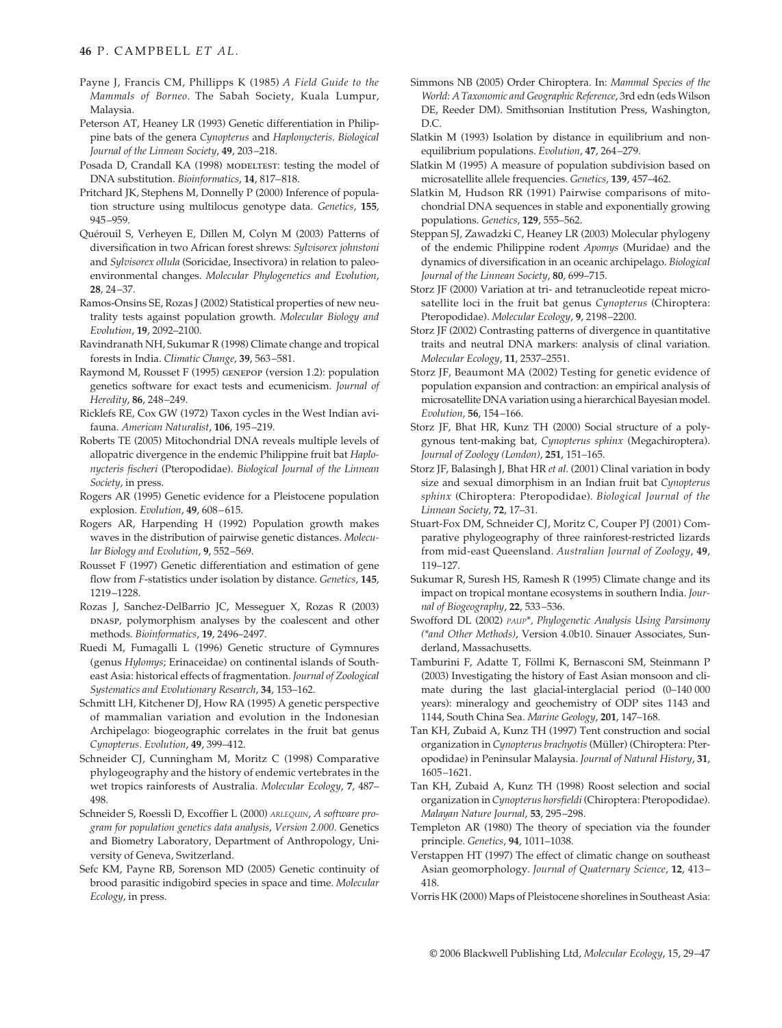Payne J, Francis CM, Phillipps K (1985) *A Field Guide to the Mammals of Borneo*. The Sabah Society, Kuala Lumpur, Malaysia.

Peterson AT, Heaney LR (1993) Genetic differentiation in Philippine bats of the genera *Cynopterus* and *Haplonycteris*. *Biological Journal of the Linnean Society*, **49**, 203–218.

Posada D, Crandall KA (1998) MODELTEST: testing the model of DNA substitution. *Bioinformatics*, **14**, 817–818.

Pritchard JK, Stephens M, Donnelly P (2000) Inference of population structure using multilocus genotype data. *Genetics*, **155**, 945–959.

Quérouil S, Verheyen E, Dillen M, Colyn M (2003) Patterns of diversification in two African forest shrews: *Sylvisorex johnstoni* and *Sylvisorex ollula* (Soricidae, Insectivora) in relation to paleoenvironmental changes. *Molecular Phylogenetics and Evolution*, **28**, 24–37.

Ramos-Onsins SE, Rozas J (2002) Statistical properties of new neutrality tests against population growth. *Molecular Biology and Evolution*, **19**, 2092–2100.

Ravindranath NH, Sukumar R (1998) Climate change and tropical forests in India. *Climatic Change*, **39**, 563–581.

Raymond M, Rousset F (1995) GENEPOP (version 1.2): population genetics software for exact tests and ecumenicism. *Journal of Heredity*, **86**, 248–249.

Ricklefs RE, Cox GW (1972) Taxon cycles in the West Indian avifauna. *American Naturalist*, **106**, 195–219.

Roberts TE (2005) Mitochondrial DNA reveals multiple levels of allopatric divergence in the endemic Philippine fruit bat *Haplonycteris fischeri* (Pteropodidae). *Biological Journal of the Linnean Society*, in press.

Rogers AR (1995) Genetic evidence for a Pleistocene population explosion. *Evolution*, **49**, 608–615.

Rogers AR, Harpending H (1992) Population growth makes waves in the distribution of pairwise genetic distances. *Molecular Biology and Evolution*, **9**, 552–569.

Rousset F (1997) Genetic differentiation and estimation of gene flow from *F*-statistics under isolation by distance. *Genetics*, **145**, 1219–1228.

Rozas J, Sanchez-DelBarrio JC, Messeguer X, Rozas R (2003) DNASP, polymorphism analyses by the coalescent and other methods. *Bioinformatics*, **19**, 2496–2497.

Ruedi M, Fumagalli L (1996) Genetic structure of Gymnures (genus *Hylomys*; Erinaceidae) on continental islands of Southeast Asia: historical effects of fragmentation. *Journal of Zoological Systematics and Evolutionary Research*, **34**, 153–162.

Schmitt LH, Kitchener DJ, How RA (1995) A genetic perspective of mammalian variation and evolution in the Indonesian Archipelago: biogeographic correlates in the fruit bat genus *Cynopterus*. *Evolution*, **49**, 399–412.

Schneider CJ, Cunningham M, Moritz C (1998) Comparative phylogeography and the history of endemic vertebrates in the wet tropics rainforests of Australia. *Molecular Ecology*, **7**, 487–498.

Schneider S, Roessli D, Excoffier L (2000) *ARLEQUIN, A software program for population genetics data analysis, Version 2.000*. Genetics and Biometry Laboratory, Department of Anthropology, University of Geneva, Switzerland.

Sefc KM, Payne RB, Sorenson MD (2005) Genetic continuity of brood parasitic indigobird species in space and time. *Molecular Ecology*, in press.

Simmons NB (2005) Order Chiroptera. In: *Mammal Species of the World: A Taxonomic and Geographic Reference*, 3rd edn (eds Wilson DE, Reeder DM). Smithsonian Institution Press, Washington, D.C.

Slatkin M (1993) Isolation by distance in equilibrium and non-equilibrium populations. *Evolution*, **47**, 264–279.

Slatkin M (1995) A measure of population subdivision based on microsatellite allele frequencies. *Genetics*, **139**, 457–462.

Slatkin M, Hudson RR (1991) Pairwise comparisons of mitochondrial DNA sequences in stable and exponentially growing populations. *Genetics*, **129**, 555–562.

Steppan SJ, Zawadzki C, Heaney LR (2003) Molecular phylogeny of the endemic Philippine rodent *Apomys* (Muridae) and the dynamics of diversification in an oceanic archipelago. *Biological Journal of the Linnean Society*, **80**, 699–715.

Storz JF (2000) Variation at tri- and tetranucleotide repeat microsatellite loci in the fruit bat genus *Cynopterus* (Chiroptera: Pteropodidae). *Molecular Ecology*, **9**, 2198–2200.

Storz JF (2002) Contrasting patterns of divergence in quantitative traits and neutral DNA markers: analysis of clinal variation. *Molecular Ecology*, **11**, 2537–2551.

Storz JF, Beaumont MA (2002) Testing for genetic evidence of population expansion and contraction: an empirical analysis of microsatellite DNA variation using a hierarchical Bayesian model. *Evolution*, **56**, 154–166.

Storz JF, Bhat HR, Kunz TH (2000) Social structure of a polygynous tent-making bat, *Cynopterus sphinx* (Megachiroptera). *Journal of Zoology (London)*, **251**, 151–165.

Storz JF, Balasingh J, Bhat HR *et al.* (2001) Clinal variation in body size and sexual dimorphism in an Indian fruit bat *Cynopterus sphinx* (Chiroptera: Pteropodidae). *Biological Journal of the Linnean Society*, **72**, 17–31.

Stuart-Fox DM, Schneider CJ, Moritz C, Couper PJ (2001) Comparative phylogeography of three rainforest-restricted lizards from mid-east Queensland. *Australian Journal of Zoology*, **49**, 119–127.

Sukumar R, Suresh HS, Ramesh R (1995) Climate change and its impact on tropical montane ecosystems in southern India. *Journal of Biogeography*, **22**, 533–536.

Swofford DL (2002) *PAUP\*, Phylogenetic Analysis Using Parsimony (\*and Other Methods)*, Version 4.0b10. Sinauer Associates, Sunderland, Massachusetts.

Tamburini F, Adatte T, Föllmi K, Bernasconi SM, Steinmann P (2003) Investigating the history of East Asian monsoon and climate during the last glacial-interglacial period (0–140 000 years): mineralogy and geochemistry of ODP sites 1143 and 1144, South China Sea. *Marine Geology*, **201**, 147–168.

Tan KH, Zubaid A, Kunz TH (1997) Tent construction and social organization in *Cynopterus brachyotis* (Müller) (Chiroptera: Pteropodidae) in Peninsular Malaysia. *Journal of Natural History*, **31**, 1605–1621.

Tan KH, Zubaid A, Kunz TH (1998) Roost selection and social organization in *Cynopterus horsfieldi* (Chiroptera: Pteropodidae). *Malayan Nature Journal*, **53**, 295–298.

Templeton AR (1980) The theory of speciation via the founder principle. *Genetics*, **94**, 1011–1038.

Verstappen HT (1997) The effect of climatic change on southeast Asian geomorphology. *Journal of Quaternary Science*, **12**, 413–418.

Vorris HK (2000) Maps of Pleistocene shorelines in Southeast Asia: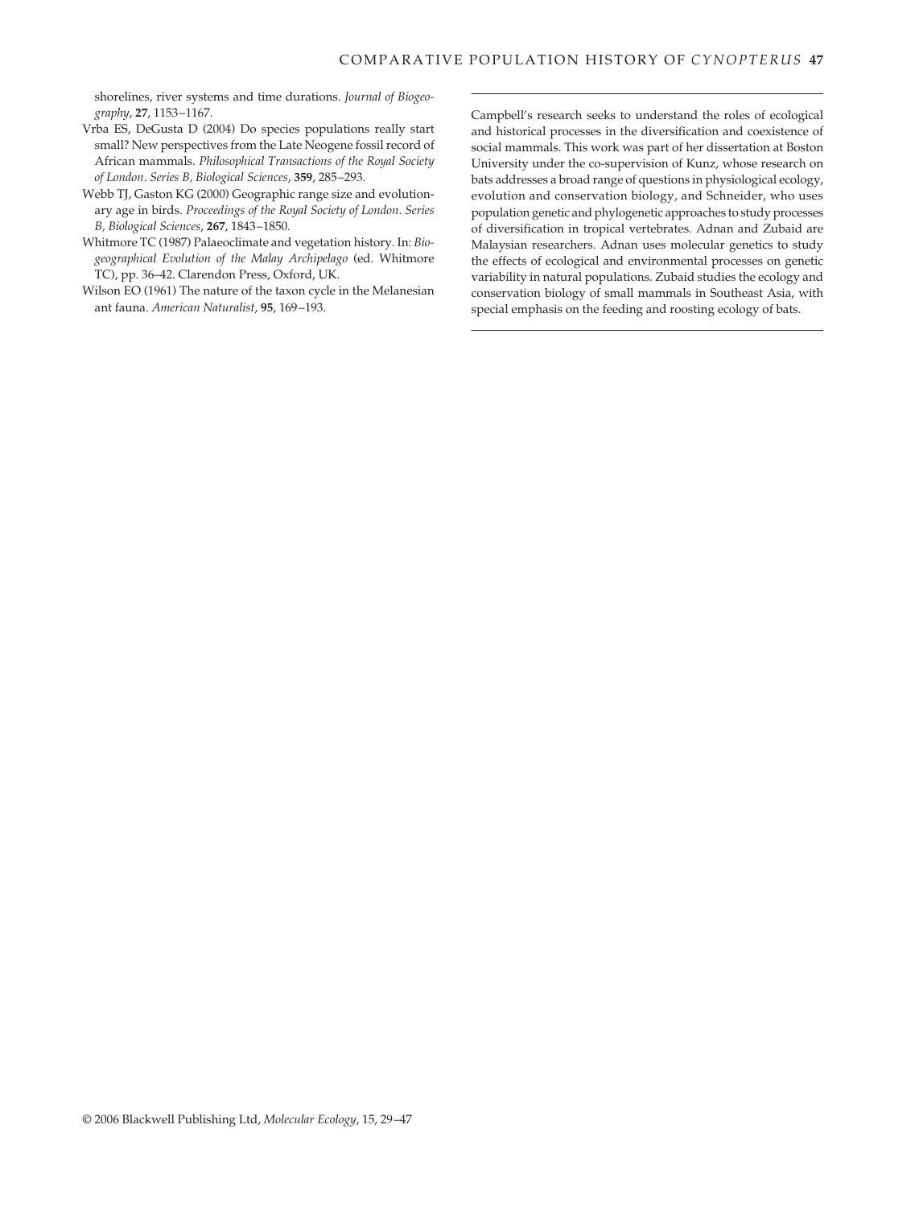shorelines, river systems and time durations. *Journal of Biogeography*, **27**, 1153–1167.

Vrba ES, DeGusta D (2004) Do species populations really start small? New perspectives from the Late Neogene fossil record of African mammals. *Philosophical Transactions of the Royal Society of London. Series B, Biological Sciences*, **359**, 285–293.

Webb TJ, Gaston KG (2000) Geographic range size and evolutionary age in birds. *Proceedings of the Royal Society of London. Series B, Biological Sciences*, **267**, 1843–1850.

Whitmore TC (1987) Palaeoclimate and vegetation history. In: *Biogeographical Evolution of the Malay Archipelago* (ed. Whitmore TC), pp. 36–42. Clarendon Press, Oxford, UK.

Wilson EO (1961) The nature of the taxon cycle in the Melanesian ant fauna. *American Naturalist*, **95**, 169–193.

---

Campbell's research seeks to understand the roles of ecological and historical processes in the diversification and coexistence of social mammals. This work was part of her dissertation at Boston University under the co-supervision of Kunz, whose research on bats addresses a broad range of questions in physiological ecology, evolution and conservation biology, and Schneider, who uses population genetic and phylogenetic approaches to study processes of diversification in tropical vertebrates. Adnan and Zubaid are Malaysian researchers. Adnan uses molecular genetics to study the effects of ecological and environmental processes on genetic variability in natural populations. Zubaid studies the ecology and conservation biology of small mammals in Southeast Asia, with special emphasis on the feeding and roosting ecology of bats.

---